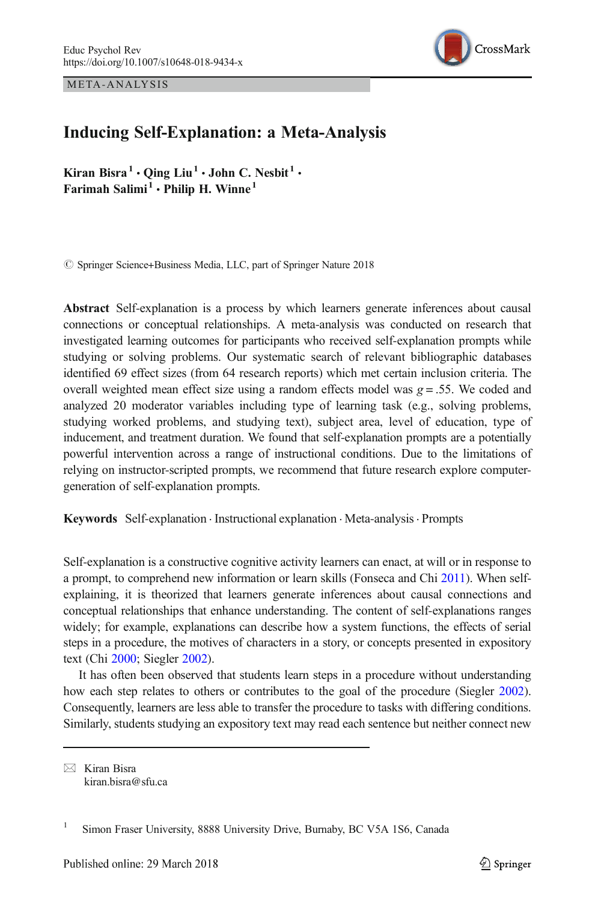META-ANALYSIS

# Inducing Self-Explanation: a Meta-Analysis

**Kiran Bisra**[1] **· Qing Liu**[1] **· John C. Nesbit**[1] **· Farimah Salimi**[1] **· Philip H. Winne**[1]

© Springer Science+Business Media, LLC, part of Springer Nature 2018

**Abstract** Self-explanation is a process by which learners generate inferences about causal connections or conceptual relationships. A meta-analysis was conducted on research that investigated learning outcomes for participants who received self-explanation prompts while studying or solving problems. Our systematic search of relevant bibliographic databases identified 69 effect sizes (from 64 research reports) which met certain inclusion criteria. The overall weighted mean effect size using a random effects model was $g = .55$. We coded and analyzed 20 moderator variables including type of learning task (e.g., solving problems, studying worked problems, and studying text), subject area, level of education, type of inducement, and treatment duration. We found that self-explanation prompts are a potentially powerful intervention across a range of instructional conditions. Due to the limitations of relying on instructor-scripted prompts, we recommend that future research explore computer-generation of self-explanation prompts.

**Keywords** Self-explanation · Instructional explanation · Meta-analysis · Prompts

Self-explanation is a constructive cognitive activity learners can enact, at will or in response to a prompt, to comprehend new information or learn skills (Fonseca and Chi 2011). When self-explaining, it is theorized that learners generate inferences about causal connections and conceptual relationships that enhance understanding. The content of self-explanations ranges widely; for example, explanations can describe how a system functions, the effects of serial steps in a procedure, the motives of characters in a story, or concepts presented in expository text (Chi 2000; Siegler 2002).

It has often been observed that students learn steps in a procedure without understanding how each step relates to others or contributes to the goal of the procedure (Siegler 2002). Consequently, learners are less able to transfer the procedure to tasks with differing conditions. Similarly, students studying an expository text may read each sentence but neither connect new

---

✉ Kiran Bisra
kiran.bisra@sfu.ca

[1] Simon Fraser University, 8888 University Drive, Burnaby, BC V5A 1S6, Canada

Published online: 29 March 2018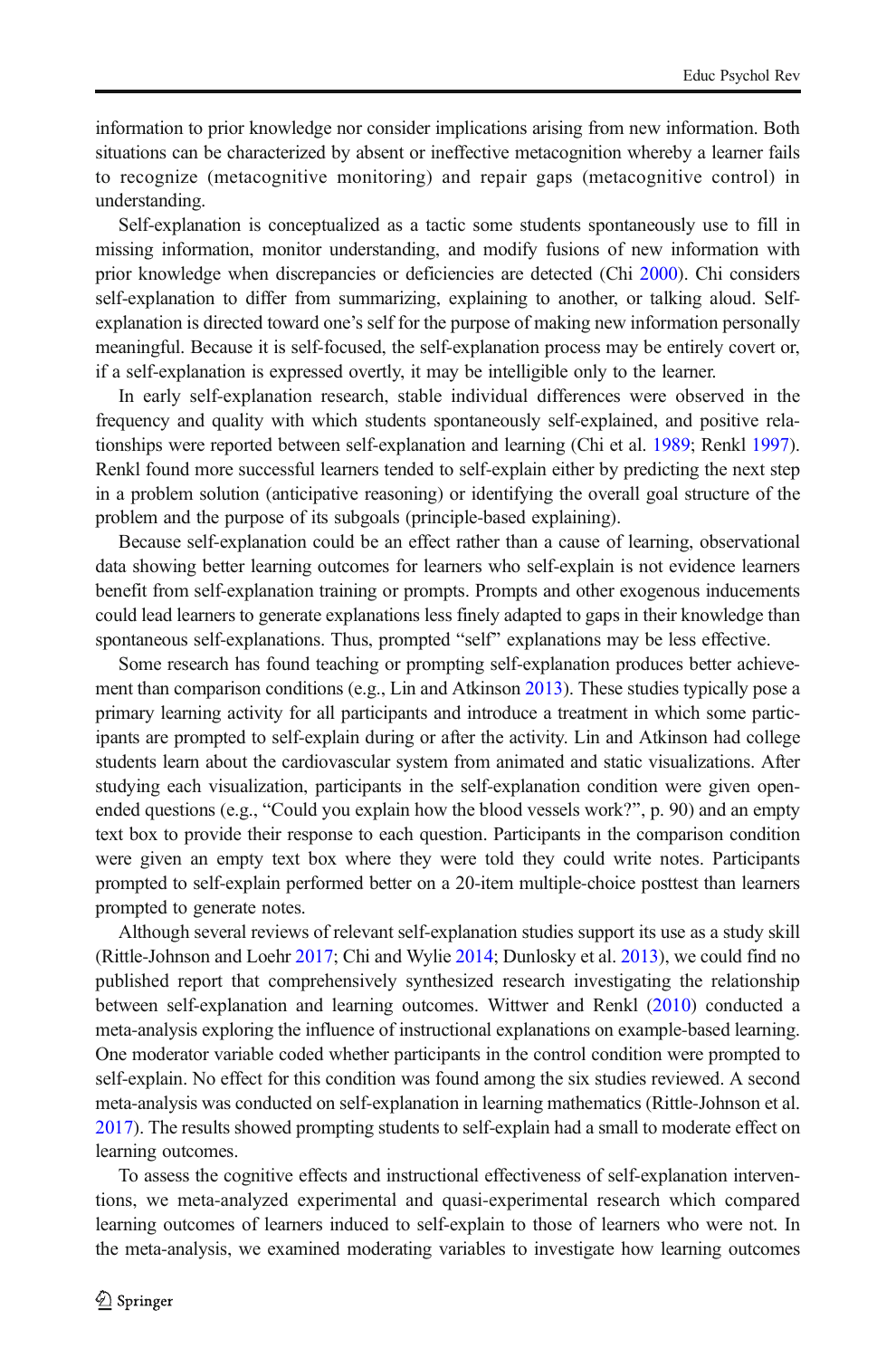information to prior knowledge nor consider implications arising from new information. Both situations can be characterized by absent or ineffective metacognition whereby a learner fails to recognize (metacognitive monitoring) and repair gaps (metacognitive control) in understanding.

Self-explanation is conceptualized as a tactic some students spontaneously use to fill in missing information, monitor understanding, and modify fusions of new information with prior knowledge when discrepancies or deficiencies are detected (Chi 2000). Chi considers self-explanation to differ from summarizing, explaining to another, or talking aloud. Self-explanation is directed toward one's self for the purpose of making new information personally meaningful. Because it is self-focused, the self-explanation process may be entirely covert or, if a self-explanation is expressed overtly, it may be intelligible only to the learner.

In early self-explanation research, stable individual differences were observed in the frequency and quality with which students spontaneously self-explained, and positive relationships were reported between self-explanation and learning (Chi et al. 1989; Renkl 1997). Renkl found more successful learners tended to self-explain either by predicting the next step in a problem solution (anticipative reasoning) or identifying the overall goal structure of the problem and the purpose of its subgoals (principle-based explaining).

Because self-explanation could be an effect rather than a cause of learning, observational data showing better learning outcomes for learners who self-explain is not evidence learners benefit from self-explanation training or prompts. Prompts and other exogenous inducements could lead learners to generate explanations less finely adapted to gaps in their knowledge than spontaneous self-explanations. Thus, prompted "self" explanations may be less effective.

Some research has found teaching or prompting self-explanation produces better achievement than comparison conditions (e.g., Lin and Atkinson 2013). These studies typically pose a primary learning activity for all participants and introduce a treatment in which some participants are prompted to self-explain during or after the activity. Lin and Atkinson had college students learn about the cardiovascular system from animated and static visualizations. After studying each visualization, participants in the self-explanation condition were given open-ended questions (e.g., "Could you explain how the blood vessels work?", p. 90) and an empty text box to provide their response to each question. Participants in the comparison condition were given an empty text box where they were told they could write notes. Participants prompted to self-explain performed better on a 20-item multiple-choice posttest than learners prompted to generate notes.

Although several reviews of relevant self-explanation studies support its use as a study skill (Rittle-Johnson and Loehr 2017; Chi and Wylie 2014; Dunlosky et al. 2013), we could find no published report that comprehensively synthesized research investigating the relationship between self-explanation and learning outcomes. Wittwer and Renkl (2010) conducted a meta-analysis exploring the influence of instructional explanations on example-based learning. One moderator variable coded whether participants in the control condition were prompted to self-explain. No effect for this condition was found among the six studies reviewed. A second meta-analysis was conducted on self-explanation in learning mathematics (Rittle-Johnson et al. 2017). The results showed prompting students to self-explain had a small to moderate effect on learning outcomes.

To assess the cognitive effects and instructional effectiveness of self-explanation interventions, we meta-analyzed experimental and quasi-experimental research which compared learning outcomes of learners induced to self-explain to those of learners who were not. In the meta-analysis, we examined moderating variables to investigate how learning outcomes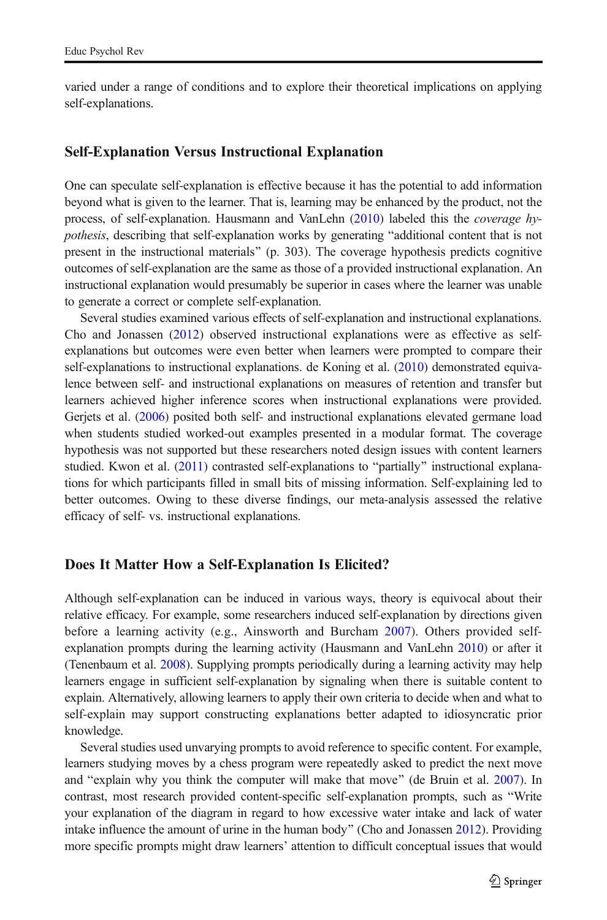varied under a range of conditions and to explore their theoretical implications on applying self-explanations.

## Self-Explanation Versus Instructional Explanation

One can speculate self-explanation is effective because it has the potential to add information beyond what is given to the learner. That is, learning may be enhanced by the product, not the process, of self-explanation. Hausmann and VanLehn (2010) labeled this the *coverage hypothesis*, describing that self-explanation works by generating "additional content that is not present in the instructional materials" (p. 303). The coverage hypothesis predicts cognitive outcomes of self-explanation are the same as those of a provided instructional explanation. An instructional explanation would presumably be superior in cases where the learner was unable to generate a correct or complete self-explanation.

Several studies examined various effects of self-explanation and instructional explanations. Cho and Jonassen (2012) observed instructional explanations were as effective as self-explanations but outcomes were even better when learners were prompted to compare their self-explanations to instructional explanations. de Koning et al. (2010) demonstrated equivalence between self- and instructional explanations on measures of retention and transfer but learners achieved higher inference scores when instructional explanations were provided. Gerjets et al. (2006) posited both self- and instructional explanations elevated germane load when students studied worked-out examples presented in a modular format. The coverage hypothesis was not supported but these researchers noted design issues with content learners studied. Kwon et al. (2011) contrasted self-explanations to "partially" instructional explanations for which participants filled in small bits of missing information. Self-explaining led to better outcomes. Owing to these diverse findings, our meta-analysis assessed the relative efficacy of self- vs. instructional explanations.

## Does It Matter How a Self-Explanation Is Elicited?

Although self-explanation can be induced in various ways, theory is equivocal about their relative efficacy. For example, some researchers induced self-explanation by directions given before a learning activity (e.g., Ainsworth and Burcham 2007). Others provided self-explanation prompts during the learning activity (Hausmann and VanLehn 2010) or after it (Tenenbaum et al. 2008). Supplying prompts periodically during a learning activity may help learners engage in sufficient self-explanation by signaling when there is suitable content to explain. Alternatively, allowing learners to apply their own criteria to decide when and what to self-explain may support constructing explanations better adapted to idiosyncratic prior knowledge.

Several studies used unvarying prompts to avoid reference to specific content. For example, learners studying moves by a chess program were repeatedly asked to predict the next move and "explain why you think the computer will make that move" (de Bruin et al. 2007). In contrast, most research provided content-specific self-explanation prompts, such as "Write your explanation of the diagram in regard to how excessive water intake and lack of water intake influence the amount of urine in the human body" (Cho and Jonassen 2012). Providing more specific prompts might draw learners' attention to difficult conceptual issues that would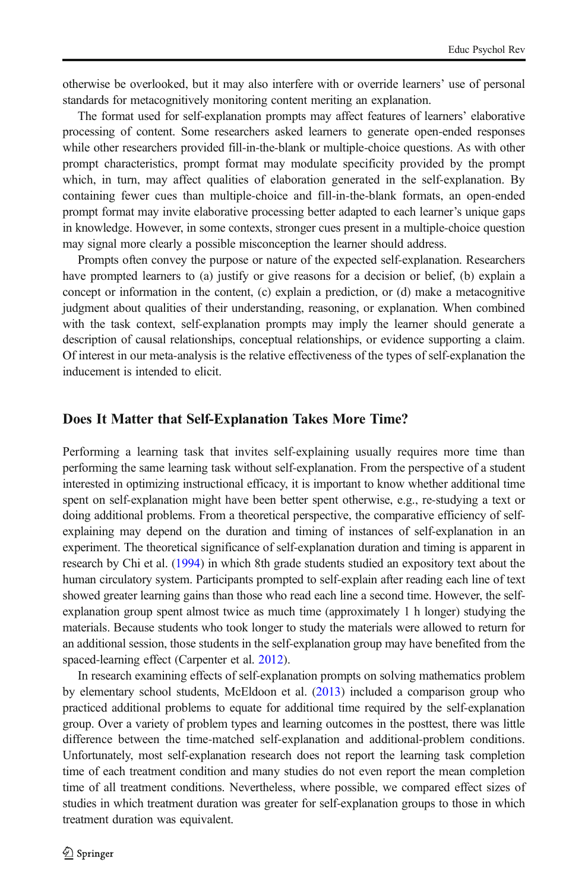otherwise be overlooked, but it may also interfere with or override learners' use of personal standards for metacognitively monitoring content meriting an explanation.

The format used for self-explanation prompts may affect features of learners' elaborative processing of content. Some researchers asked learners to generate open-ended responses while other researchers provided fill-in-the-blank or multiple-choice questions. As with other prompt characteristics, prompt format may modulate specificity provided by the prompt which, in turn, may affect qualities of elaboration generated in the self-explanation. By containing fewer cues than multiple-choice and fill-in-the-blank formats, an open-ended prompt format may invite elaborative processing better adapted to each learner's unique gaps in knowledge. However, in some contexts, stronger cues present in a multiple-choice question may signal more clearly a possible misconception the learner should address.

Prompts often convey the purpose or nature of the expected self-explanation. Researchers have prompted learners to (a) justify or give reasons for a decision or belief, (b) explain a concept or information in the content, (c) explain a prediction, or (d) make a metacognitive judgment about qualities of their understanding, reasoning, or explanation. When combined with the task context, self-explanation prompts may imply the learner should generate a description of causal relationships, conceptual relationships, or evidence supporting a claim. Of interest in our meta-analysis is the relative effectiveness of the types of self-explanation the inducement is intended to elicit.

## Does It Matter that Self-Explanation Takes More Time?

Performing a learning task that invites self-explaining usually requires more time than performing the same learning task without self-explanation. From the perspective of a student interested in optimizing instructional efficacy, it is important to know whether additional time spent on self-explanation might have been better spent otherwise, e.g., re-studying a text or doing additional problems. From a theoretical perspective, the comparative efficiency of self-explaining may depend on the duration and timing of instances of self-explanation in an experiment. The theoretical significance of self-explanation duration and timing is apparent in research by Chi et al. (1994) in which 8th grade students studied an expository text about the human circulatory system. Participants prompted to self-explain after reading each line of text showed greater learning gains than those who read each line a second time. However, the self-explanation group spent almost twice as much time (approximately 1 h longer) studying the materials. Because students who took longer to study the materials were allowed to return for an additional session, those students in the self-explanation group may have benefited from the spaced-learning effect (Carpenter et al. 2012).

In research examining effects of self-explanation prompts on solving mathematics problem by elementary school students, McEldoon et al. (2013) included a comparison group who practiced additional problems to equate for additional time required by the self-explanation group. Over a variety of problem types and learning outcomes in the posttest, there was little difference between the time-matched self-explanation and additional-problem conditions. Unfortunately, most self-explanation research does not report the learning task completion time of each treatment condition and many studies do not even report the mean completion time of all treatment conditions. Nevertheless, where possible, we compared effect sizes of studies in which treatment duration was greater for self-explanation groups to those in which treatment duration was equivalent.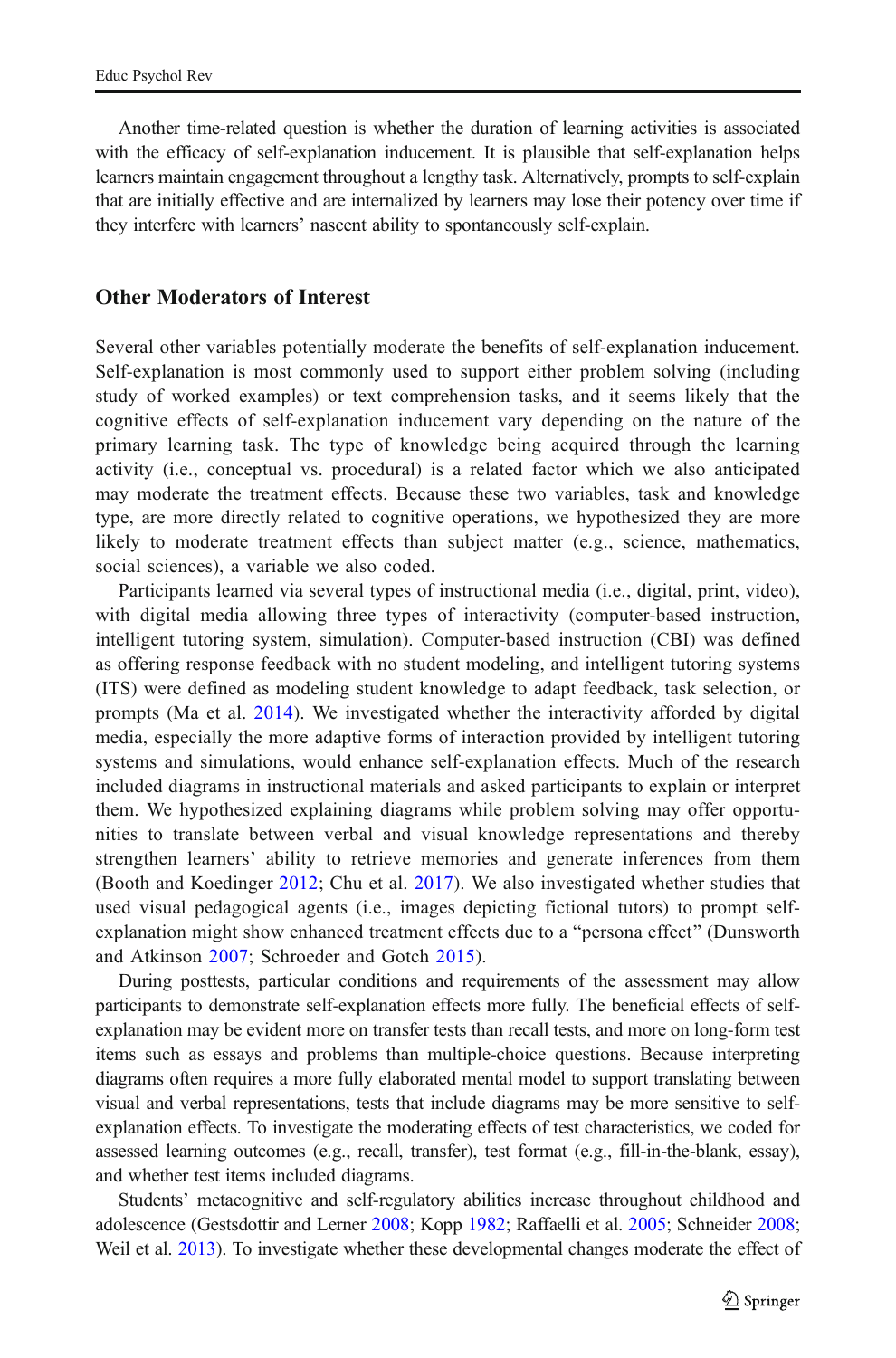Another time-related question is whether the duration of learning activities is associated with the efficacy of self-explanation inducement. It is plausible that self-explanation helps learners maintain engagement throughout a lengthy task. Alternatively, prompts to self-explain that are initially effective and are internalized by learners may lose their potency over time if they interfere with learners' nascent ability to spontaneously self-explain.

## Other Moderators of Interest

Several other variables potentially moderate the benefits of self-explanation inducement. Self-explanation is most commonly used to support either problem solving (including study of worked examples) or text comprehension tasks, and it seems likely that the cognitive effects of self-explanation inducement vary depending on the nature of the primary learning task. The type of knowledge being acquired through the learning activity (i.e., conceptual vs. procedural) is a related factor which we also anticipated may moderate the treatment effects. Because these two variables, task and knowledge type, are more directly related to cognitive operations, we hypothesized they are more likely to moderate treatment effects than subject matter (e.g., science, mathematics, social sciences), a variable we also coded.

Participants learned via several types of instructional media (i.e., digital, print, video), with digital media allowing three types of interactivity (computer-based instruction, intelligent tutoring system, simulation). Computer-based instruction (CBI) was defined as offering response feedback with no student modeling, and intelligent tutoring systems (ITS) were defined as modeling student knowledge to adapt feedback, task selection, or prompts (Ma et al. 2014). We investigated whether the interactivity afforded by digital media, especially the more adaptive forms of interaction provided by intelligent tutoring systems and simulations, would enhance self-explanation effects. Much of the research included diagrams in instructional materials and asked participants to explain or interpret them. We hypothesized explaining diagrams while problem solving may offer opportunities to translate between verbal and visual knowledge representations and thereby strengthen learners' ability to retrieve memories and generate inferences from them (Booth and Koedinger 2012; Chu et al. 2017). We also investigated whether studies that used visual pedagogical agents (i.e., images depicting fictional tutors) to prompt self-explanation might show enhanced treatment effects due to a "persona effect" (Dunsworth and Atkinson 2007; Schroeder and Gotch 2015).

During posttests, particular conditions and requirements of the assessment may allow participants to demonstrate self-explanation effects more fully. The beneficial effects of self-explanation may be evident more on transfer tests than recall tests, and more on long-form test items such as essays and problems than multiple-choice questions. Because interpreting diagrams often requires a more fully elaborated mental model to support translating between visual and verbal representations, tests that include diagrams may be more sensitive to self-explanation effects. To investigate the moderating effects of test characteristics, we coded for assessed learning outcomes (e.g., recall, transfer), test format (e.g., fill-in-the-blank, essay), and whether test items included diagrams.

Students' metacognitive and self-regulatory abilities increase throughout childhood and adolescence (Gestsdottir and Lerner 2008; Kopp 1982; Raffaelli et al. 2005; Schneider 2008; Weil et al. 2013). To investigate whether these developmental changes moderate the effect of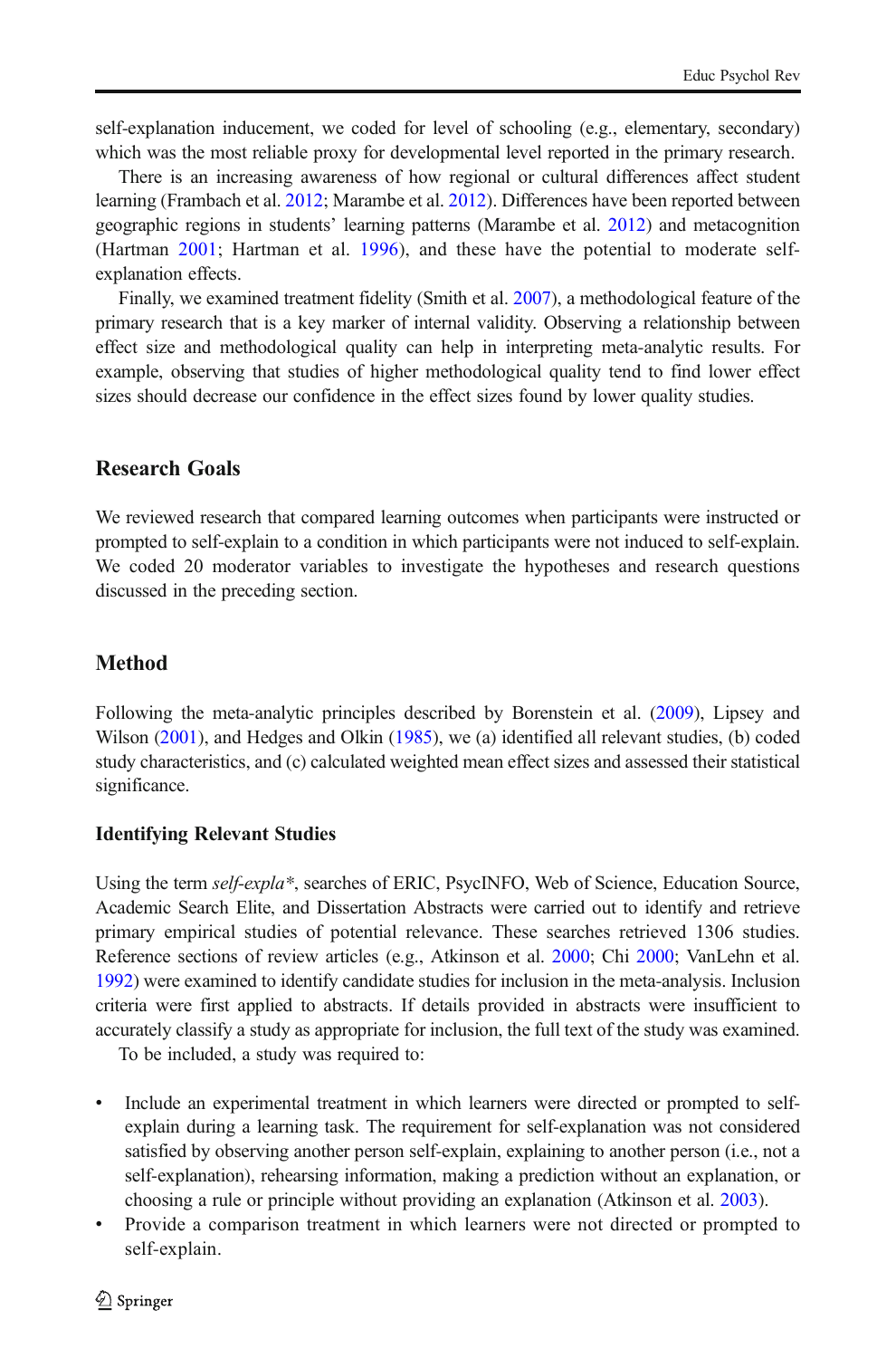self-explanation inducement, we coded for level of schooling (e.g., elementary, secondary) which was the most reliable proxy for developmental level reported in the primary research.

There is an increasing awareness of how regional or cultural differences affect student learning (Frambach et al. 2012; Marambe et al. 2012). Differences have been reported between geographic regions in students' learning patterns (Marambe et al. 2012) and metacognition (Hartman 2001; Hartman et al. 1996), and these have the potential to moderate self-explanation effects.

Finally, we examined treatment fidelity (Smith et al. 2007), a methodological feature of the primary research that is a key marker of internal validity. Observing a relationship between effect size and methodological quality can help in interpreting meta-analytic results. For example, observing that studies of higher methodological quality tend to find lower effect sizes should decrease our confidence in the effect sizes found by lower quality studies.

## Research Goals

We reviewed research that compared learning outcomes when participants were instructed or prompted to self-explain to a condition in which participants were not induced to self-explain. We coded 20 moderator variables to investigate the hypotheses and research questions discussed in the preceding section.

## Method

Following the meta-analytic principles described by Borenstein et al. (2009), Lipsey and Wilson (2001), and Hedges and Olkin (1985), we (a) identified all relevant studies, (b) coded study characteristics, and (c) calculated weighted mean effect sizes and assessed their statistical significance.

### Identifying Relevant Studies

Using the term *self-expla\**, searches of ERIC, PsycINFO, Web of Science, Education Source, Academic Search Elite, and Dissertation Abstracts were carried out to identify and retrieve primary empirical studies of potential relevance. These searches retrieved 1306 studies. Reference sections of review articles (e.g., Atkinson et al. 2000; Chi 2000; VanLehn et al. 1992) were examined to identify candidate studies for inclusion in the meta-analysis. Inclusion criteria were first applied to abstracts. If details provided in abstracts were insufficient to accurately classify a study as appropriate for inclusion, the full text of the study was examined.

To be included, a study was required to:

- Include an experimental treatment in which learners were directed or prompted to self-explain during a learning task. The requirement for self-explanation was not considered satisfied by observing another person self-explain, explaining to another person (i.e., not a self-explanation), rehearsing information, making a prediction without an explanation, or choosing a rule or principle without providing an explanation (Atkinson et al. 2003).
- Provide a comparison treatment in which learners were not directed or prompted to self-explain.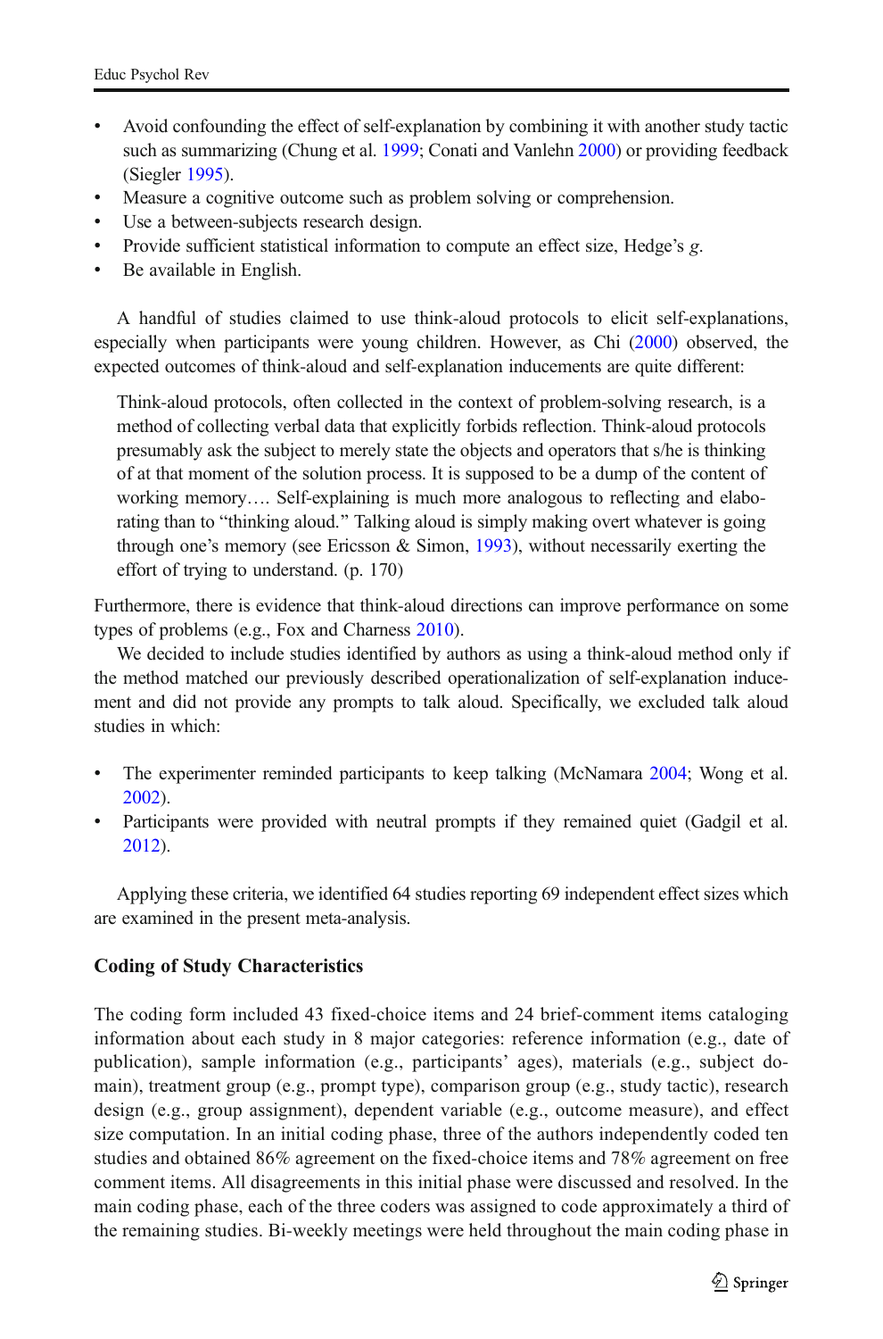- Avoid confounding the effect of self-explanation by combining it with another study tactic such as summarizing (Chung et al. 1999; Conati and Vanlehn 2000) or providing feedback (Siegler 1995).
- Measure a cognitive outcome such as problem solving or comprehension.
- Use a between-subjects research design.
- Provide sufficient statistical information to compute an effect size, Hedge's *g*.
- Be available in English.

A handful of studies claimed to use think-aloud protocols to elicit self-explanations, especially when participants were young children. However, as Chi (2000) observed, the expected outcomes of think-aloud and self-explanation inducements are quite different:

> Think-aloud protocols, often collected in the context of problem-solving research, is a method of collecting verbal data that explicitly forbids reflection. Think-aloud protocols presumably ask the subject to merely state the objects and operators that s/he is thinking of at that moment of the solution process. It is supposed to be a dump of the content of working memory…. Self-explaining is much more analogous to reflecting and elaborating than to "thinking aloud." Talking aloud is simply making overt whatever is going through one's memory (see Ericsson & Simon, 1993), without necessarily exerting the effort of trying to understand. (p. 170)

Furthermore, there is evidence that think-aloud directions can improve performance on some types of problems (e.g., Fox and Charness 2010).

We decided to include studies identified by authors as using a think-aloud method only if the method matched our previously described operationalization of self-explanation inducement and did not provide any prompts to talk aloud. Specifically, we excluded talk aloud studies in which:

- The experimenter reminded participants to keep talking (McNamara 2004; Wong et al. 2002).
- Participants were provided with neutral prompts if they remained quiet (Gadgil et al. 2012).

Applying these criteria, we identified 64 studies reporting 69 independent effect sizes which are examined in the present meta-analysis.

### Coding of Study Characteristics

The coding form included 43 fixed-choice items and 24 brief-comment items cataloging information about each study in 8 major categories: reference information (e.g., date of publication), sample information (e.g., participants' ages), materials (e.g., subject domain), treatment group (e.g., prompt type), comparison group (e.g., study tactic), research design (e.g., group assignment), dependent variable (e.g., outcome measure), and effect size computation. In an initial coding phase, three of the authors independently coded ten studies and obtained 86% agreement on the fixed-choice items and 78% agreement on free comment items. All disagreements in this initial phase were discussed and resolved. In the main coding phase, each of the three coders was assigned to code approximately a third of the remaining studies. Bi-weekly meetings were held throughout the main coding phase in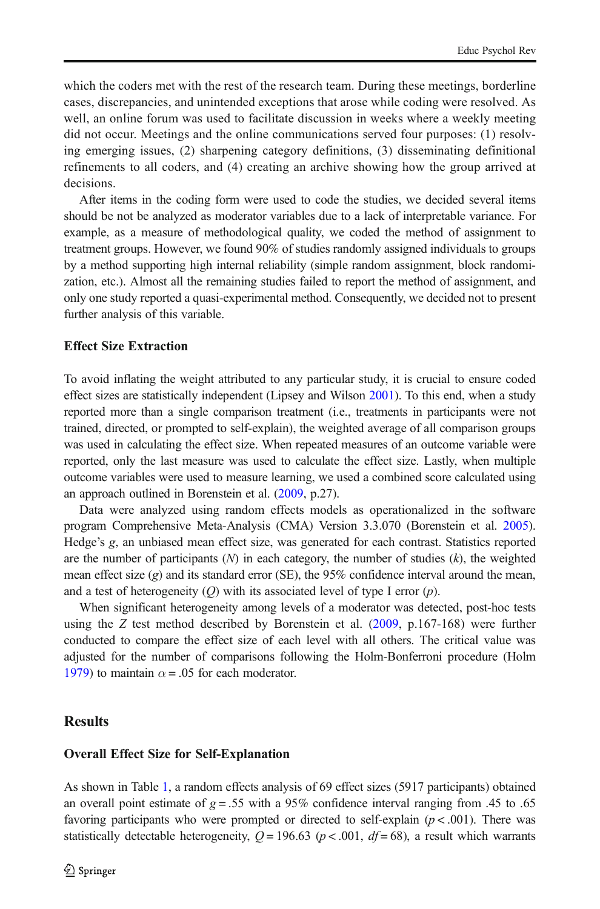which the coders met with the rest of the research team. During these meetings, borderline cases, discrepancies, and unintended exceptions that arose while coding were resolved. As well, an online forum was used to facilitate discussion in weeks where a weekly meeting did not occur. Meetings and the online communications served four purposes: (1) resolving emerging issues, (2) sharpening category definitions, (3) disseminating definitional refinements to all coders, and (4) creating an archive showing how the group arrived at decisions.

After items in the coding form were used to code the studies, we decided several items should be not be analyzed as moderator variables due to a lack of interpretable variance. For example, as a measure of methodological quality, we coded the method of assignment to treatment groups. However, we found 90% of studies randomly assigned individuals to groups by a method supporting high internal reliability (simple random assignment, block randomization, etc.). Almost all the remaining studies failed to report the method of assignment, and only one study reported a quasi-experimental method. Consequently, we decided not to present further analysis of this variable.

### Effect Size Extraction

To avoid inflating the weight attributed to any particular study, it is crucial to ensure coded effect sizes are statistically independent (Lipsey and Wilson 2001). To this end, when a study reported more than a single comparison treatment (i.e., treatments in participants were not trained, directed, or prompted to self-explain), the weighted average of all comparison groups was used in calculating the effect size. When repeated measures of an outcome variable were reported, only the last measure was used to calculate the effect size. Lastly, when multiple outcome variables were used to measure learning, we used a combined score calculated using an approach outlined in Borenstein et al. (2009, p.27).

Data were analyzed using random effects models as operationalized in the software program Comprehensive Meta-Analysis (CMA) Version 3.3.070 (Borenstein et al. 2005). Hedge's $g$, an unbiased mean effect size, was generated for each contrast. Statistics reported are the number of participants ($N$) in each category, the number of studies ($k$), the weighted mean effect size ($g$) and its standard error (SE), the 95% confidence interval around the mean, and a test of heterogeneity ($Q$) with its associated level of type I error ($p$).

When significant heterogeneity among levels of a moderator was detected, post-hoc tests using the $Z$ test method described by Borenstein et al. (2009, p.167-168) were further conducted to compare the effect size of each level with all others. The critical value was adjusted for the number of comparisons following the Holm-Bonferroni procedure (Holm 1979) to maintain $\alpha = .05$ for each moderator.

## Results

### Overall Effect Size for Self-Explanation

As shown in Table 1, a random effects analysis of 69 effect sizes (5917 participants) obtained an overall point estimate of $g = .55$ with a 95% confidence interval ranging from .45 to .65 favoring participants who were prompted or directed to self-explain ($p < .001$). There was statistically detectable heterogeneity, $Q = 196.63$ ($p < .001$, $df = 68$), a result which warrants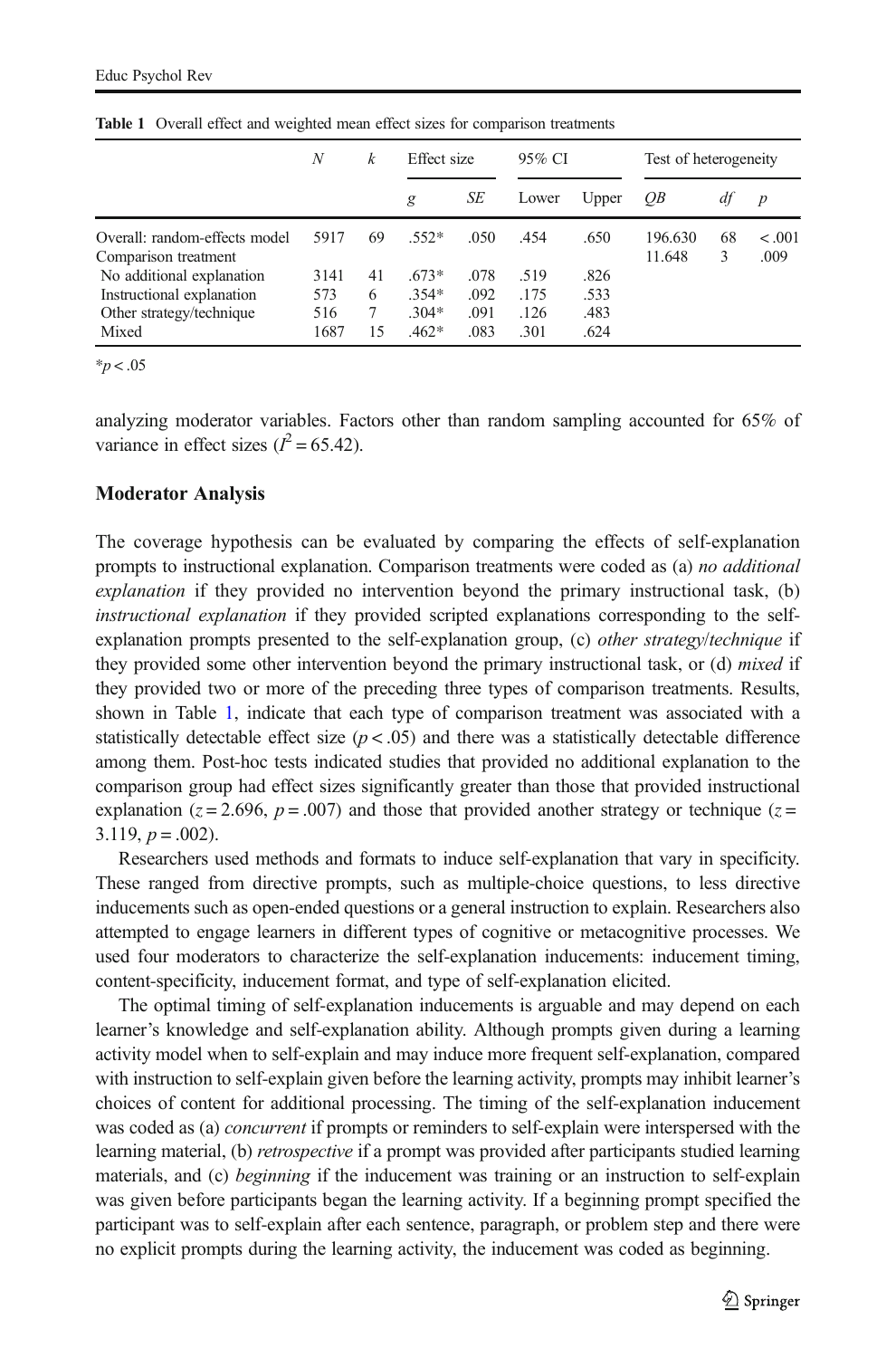**Table 1** Overall effect and weighted mean effect sizes for comparison treatments

| | $N$ | $k$ | Effect size | | 95% CI | | Test of heterogeneity | | |
|---|---|---|---|---|---|---|---|---|---|
| | | | $g$ | $SE$ | Lower | Upper | $QB$ | $df$ | $p$ |
| Overall: random-effects model | 5917 | 69 | .552* | .050 | .454 | .650 | 196.630 | 68 | < .001 |
| Comparison treatment | | | | | | | 11.648 | 3 | .009 |
| No additional explanation | 3141 | 41 | .673* | .078 | .519 | .826 | | | |
| Instructional explanation | 573 | 6 | .354* | .092 | .175 | .533 | | | |
| Other strategy/technique | 516 | 7 | .304* | .091 | .126 | .483 | | | |
| Mixed | 1687 | 15 | .462* | .083 | .301 | .624 | | | |

*$p < .05$

analyzing moderator variables. Factors other than random sampling accounted for 65% of variance in effect sizes ($I^2 = 65.42$).

### Moderator Analysis

The coverage hypothesis can be evaluated by comparing the effects of self-explanation prompts to instructional explanation. Comparison treatments were coded as (a) *no additional explanation* if they provided no intervention beyond the primary instructional task, (b) *instructional explanation* if they provided scripted explanations corresponding to the self-explanation prompts presented to the self-explanation group, (c) *other strategy/technique* if they provided some other intervention beyond the primary instructional task, or (d) *mixed* if they provided two or more of the preceding three types of comparison treatments. Results, shown in Table 1, indicate that each type of comparison treatment was associated with a statistically detectable effect size ($p < .05$) and there was a statistically detectable difference among them. Post-hoc tests indicated studies that provided no additional explanation to the comparison group had effect sizes significantly greater than those that provided instructional explanation ($z = 2.696$, $p = .007$) and those that provided another strategy or technique ($z = 3.119$, $p = .002$).

Researchers used methods and formats to induce self-explanation that vary in specificity. These ranged from directive prompts, such as multiple-choice questions, to less directive inducements such as open-ended questions or a general instruction to explain. Researchers also attempted to engage learners in different types of cognitive or metacognitive processes. We used four moderators to characterize the self-explanation inducements: inducement timing, content-specificity, inducement format, and type of self-explanation elicited.

The optimal timing of self-explanation inducements is arguable and may depend on each learner's knowledge and self-explanation ability. Although prompts given during a learning activity model when to self-explain and may induce more frequent self-explanation, compared with instruction to self-explain given before the learning activity, prompts may inhibit learner's choices of content for additional processing. The timing of the self-explanation inducement was coded as (a) *concurrent* if prompts or reminders to self-explain were interspersed with the learning material, (b) *retrospective* if a prompt was provided after participants studied learning materials, and (c) *beginning* if the inducement was training or an instruction to self-explain was given before participants began the learning activity. If a beginning prompt specified the participant was to self-explain after each sentence, paragraph, or problem step and there were no explicit prompts during the learning activity, the inducement was coded as beginning.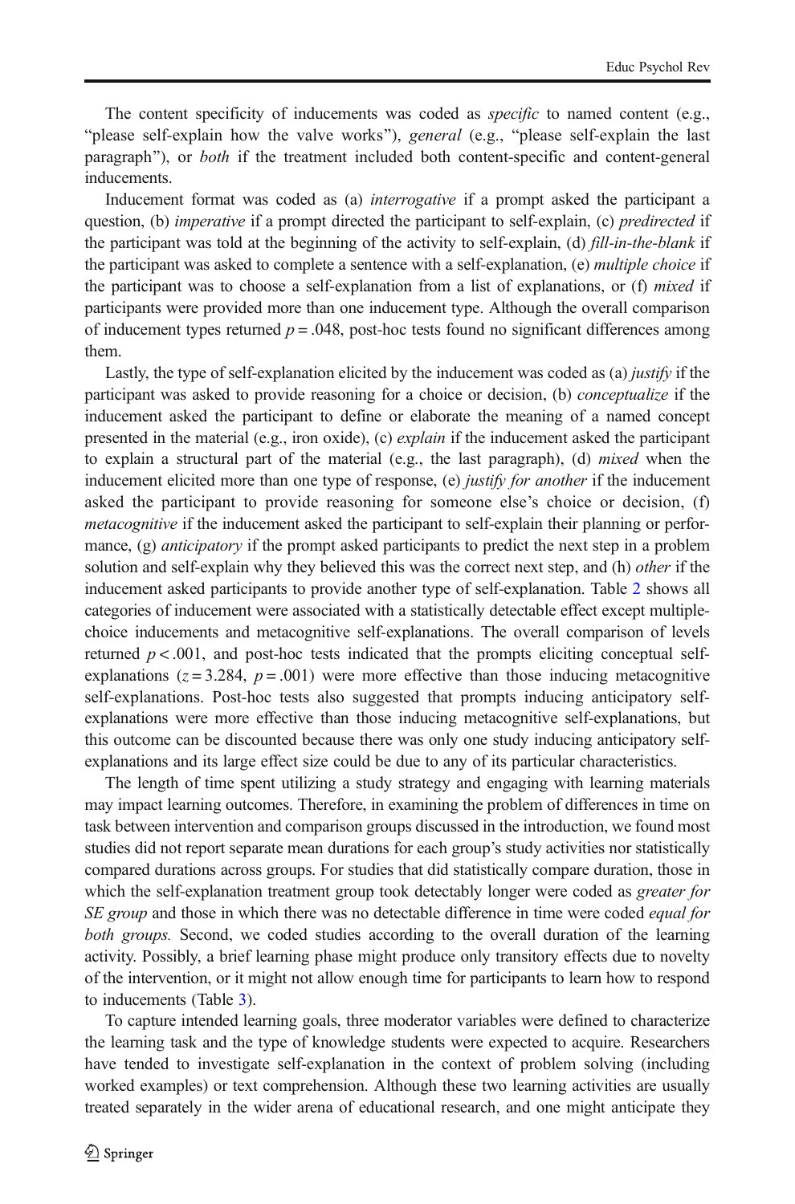The content specificity of inducements was coded as *specific* to named content (e.g., "please self-explain how the valve works"), *general* (e.g., "please self-explain the last paragraph"), or *both* if the treatment included both content-specific and content-general inducements.

Inducement format was coded as (a) *interrogative* if a prompt asked the participant a question, (b) *imperative* if a prompt directed the participant to self-explain, (c) *predirected* if the participant was told at the beginning of the activity to self-explain, (d) *fill-in-the-blank* if the participant was asked to complete a sentence with a self-explanation, (e) *multiple choice* if the participant was to choose a self-explanation from a list of explanations, or (f) *mixed* if participants were provided more than one inducement type. Although the overall comparison of inducement types returned $p = .048$, post-hoc tests found no significant differences among them.

Lastly, the type of self-explanation elicited by the inducement was coded as (a) *justify* if the participant was asked to provide reasoning for a choice or decision, (b) *conceptualize* if the inducement asked the participant to define or elaborate the meaning of a named concept presented in the material (e.g., iron oxide), (c) *explain* if the inducement asked the participant to explain a structural part of the material (e.g., the last paragraph), (d) *mixed* when the inducement elicited more than one type of response, (e) *justify for another* if the inducement asked the participant to provide reasoning for someone else's choice or decision, (f) *metacognitive* if the inducement asked the participant to self-explain their planning or performance, (g) *anticipatory* if the prompt asked participants to predict the next step in a problem solution and self-explain why they believed this was the correct next step, and (h) *other* if the inducement asked participants to provide another type of self-explanation. Table 2 shows all categories of inducement were associated with a statistically detectable effect except multiple-choice inducements and metacognitive self-explanations. The overall comparison of levels returned $p < .001$, and post-hoc tests indicated that the prompts eliciting conceptual self-explanations ($z = 3.284$, $p = .001$) were more effective than those inducing metacognitive self-explanations. Post-hoc tests also suggested that prompts inducing anticipatory self-explanations were more effective than those inducing metacognitive self-explanations, but this outcome can be discounted because there was only one study inducing anticipatory self-explanations and its large effect size could be due to any of its particular characteristics.

The length of time spent utilizing a study strategy and engaging with learning materials may impact learning outcomes. Therefore, in examining the problem of differences in time on task between intervention and comparison groups discussed in the introduction, we found most studies did not report separate mean durations for each group's study activities nor statistically compared durations across groups. For studies that did statistically compare duration, those in which the self-explanation treatment group took detectably longer were coded as *greater for SE group* and those in which there was no detectable difference in time were coded *equal for both groups.* Second, we coded studies according to the overall duration of the learning activity. Possibly, a brief learning phase might produce only transitory effects due to novelty of the intervention, or it might not allow enough time for participants to learn how to respond to inducements (Table 3).

To capture intended learning goals, three moderator variables were defined to characterize the learning task and the type of knowledge students were expected to acquire. Researchers have tended to investigate self-explanation in the context of problem solving (including worked examples) or text comprehension. Although these two learning activities are usually treated separately in the wider arena of educational research, and one might anticipate they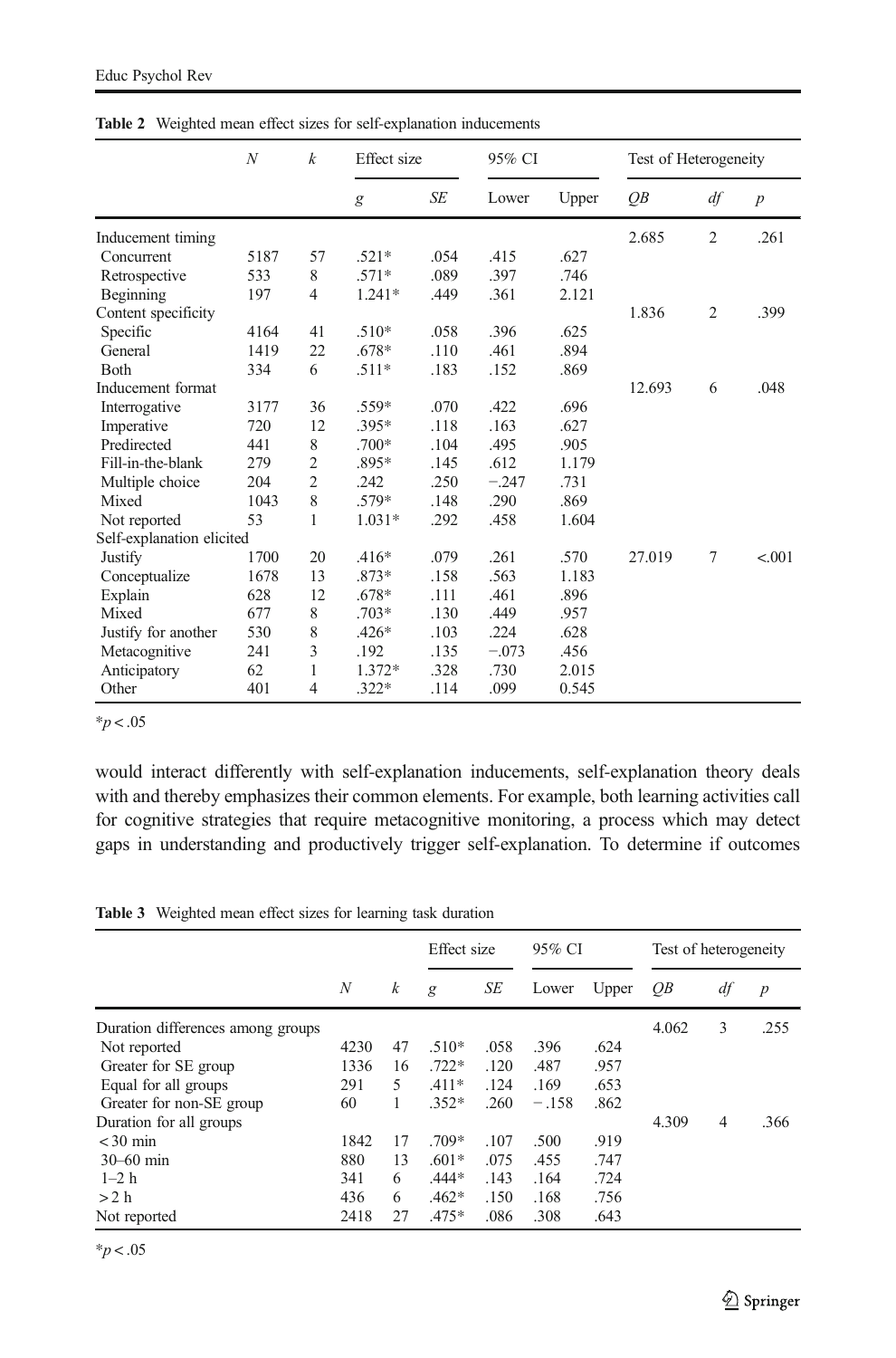**Table 2** Weighted mean effect sizes for self-explanation inducements

| | $N$ | $k$ | Effect size | | 95% CI | | Test of Heterogeneity | | |
|---|---|---|---|---|---|---|---|---|---|
| | | | $g$ | $SE$ | Lower | Upper | $QB$ | $df$ | $p$ |
| Inducement timing | | | | | | | 2.685 | 2 | .261 |
| Concurrent | 5187 | 57 | .521* | .054 | .415 | .627 | | | |
| Retrospective | 533 | 8 | .571* | .089 | .397 | .746 | | | |
| Beginning | 197 | 4 | 1.241* | .449 | .361 | 2.121 | | | |
| Content specificity | | | | | | | 1.836 | 2 | .399 |
| Specific | 4164 | 41 | .510* | .058 | .396 | .625 | | | |
| General | 1419 | 22 | .678* | .110 | .461 | .894 | | | |
| Both | 334 | 6 | .511* | .183 | .152 | .869 | | | |
| Inducement format | | | | | | | 12.693 | 6 | .048 |
| Interrogative | 3177 | 36 | .559* | .070 | .422 | .696 | | | |
| Imperative | 720 | 12 | .395* | .118 | .163 | .627 | | | |
| Predirected | 441 | 8 | .700* | .104 | .495 | .905 | | | |
| Fill-in-the-blank | 279 | 2 | .895* | .145 | .612 | 1.179 | | | |
| Multiple choice | 204 | 2 | .242 | .250 | −.247 | .731 | | | |
| Mixed | 1043 | 8 | .579* | .148 | .290 | .869 | | | |
| Not reported | 53 | 1 | 1.031* | .292 | .458 | 1.604 | | | |
| Self-explanation elicited | | | | | | | | | |
| Justify | 1700 | 20 | .416* | .079 | .261 | .570 | 27.019 | 7 | <.001 |
| Conceptualize | 1678 | 13 | .873* | .158 | .563 | 1.183 | | | |
| Explain | 628 | 12 | .678* | .111 | .461 | .896 | | | |
| Mixed | 677 | 8 | .703* | .130 | .449 | .957 | | | |
| Justify for another | 530 | 8 | .426* | .103 | .224 | .628 | | | |
| Metacognitive | 241 | 3 | .192 | .135 | −.073 | .456 | | | |
| Anticipatory | 62 | 1 | 1.372* | .328 | .730 | 2.015 | | | |
| Other | 401 | 4 | .322* | .114 | .099 | 0.545 | | | |

*$p < .05$

would interact differently with self-explanation inducements, self-explanation theory deals with and thereby emphasizes their common elements. For example, both learning activities call for cognitive strategies that require metacognitive monitoring, a process which may detect gaps in understanding and productively trigger self-explanation. To determine if outcomes

**Table 3** Weighted mean effect sizes for learning task duration

| | $N$ | $k$ | Effect size | | 95% CI | | Test of heterogeneity | | |
|---|---|---|---|---|---|---|---|---|---|
| | | | $g$ | $SE$ | Lower | Upper | $QB$ | $df$ | $p$ |
| Duration differences among groups | | | | | | | 4.062 | 3 | .255 |
| Not reported | 4230 | 47 | .510* | .058 | .396 | .624 | | | |
| Greater for SE group | 1336 | 16 | .722* | .120 | .487 | .957 | | | |
| Equal for all groups | 291 | 5 | .411* | .124 | .169 | .653 | | | |
| Greater for non-SE group | 60 | 1 | .352* | .260 | − .158 | .862 | | | |
| Duration for all groups | | | | | | | 4.309 | 4 | .366 |
| < 30 min | 1842 | 17 | .709* | .107 | .500 | .919 | | | |
| 30–60 min | 880 | 13 | .601* | .075 | .455 | .747 | | | |
| 1–2 h | 341 | 6 | .444* | .143 | .164 | .724 | | | |
| > 2 h | 436 | 6 | .462* | .150 | .168 | .756 | | | |
| Not reported | 2418 | 27 | .475* | .086 | .308 | .643 | | | |

*$p < .05$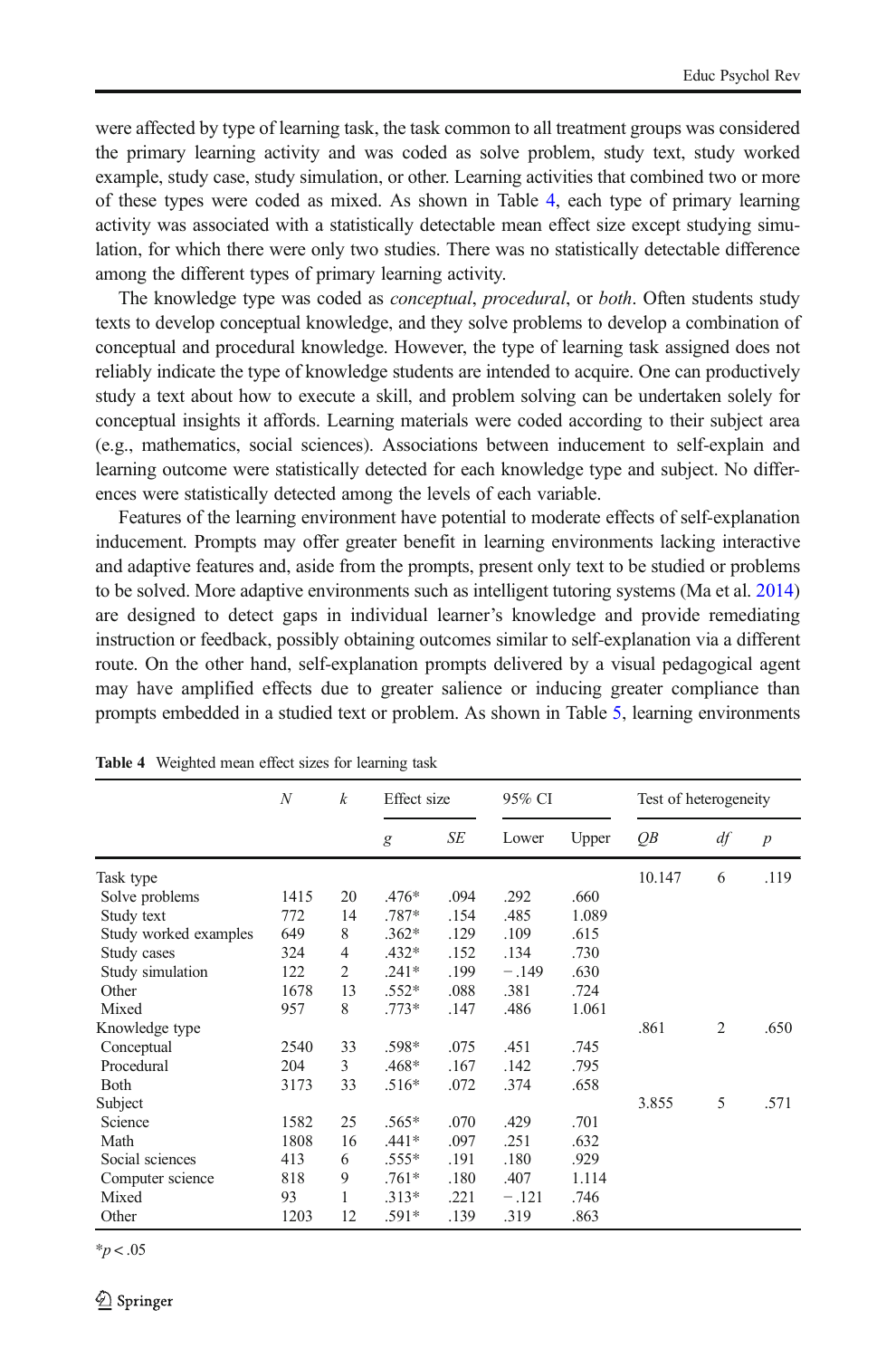were affected by type of learning task, the task common to all treatment groups was considered the primary learning activity and was coded as solve problem, study text, study worked example, study case, study simulation, or other. Learning activities that combined two or more of these types were coded as mixed. As shown in Table 4, each type of primary learning activity was associated with a statistically detectable mean effect size except studying simulation, for which there were only two studies. There was no statistically detectable difference among the different types of primary learning activity.

The knowledge type was coded as *conceptual*, *procedural*, or *both*. Often students study texts to develop conceptual knowledge, and they solve problems to develop a combination of conceptual and procedural knowledge. However, the type of learning task assigned does not reliably indicate the type of knowledge students are intended to acquire. One can productively study a text about how to execute a skill, and problem solving can be undertaken solely for conceptual insights it affords. Learning materials were coded according to their subject area (e.g., mathematics, social sciences). Associations between inducement to self-explain and learning outcome were statistically detected for each knowledge type and subject. No differences were statistically detected among the levels of each variable.

Features of the learning environment have potential to moderate effects of self-explanation inducement. Prompts may offer greater benefit in learning environments lacking interactive and adaptive features and, aside from the prompts, present only text to be studied or problems to be solved. More adaptive environments such as intelligent tutoring systems (Ma et al. 2014) are designed to detect gaps in individual learner's knowledge and provide remediating instruction or feedback, possibly obtaining outcomes similar to self-explanation via a different route. On the other hand, self-explanation prompts delivered by a visual pedagogical agent may have amplified effects due to greater salience or inducing greater compliance than prompts embedded in a studied text or problem. As shown in Table 5, learning environments

**Table 4** Weighted mean effect sizes for learning task

| | *N* | *k* | Effect size | | 95% CI | | Test of heterogeneity | | |
|---|---|---|---|---|---|---|---|---|---|
| | | | *g* | *SE* | Lower | Upper | *QB* | *df* | *p* |
| Task type | | | | | | | 10.147 | 6 | .119 |
| Solve problems | 1415 | 20 | .476* | .094 | .292 | .660 | | | |
| Study text | 772 | 14 | .787* | .154 | .485 | 1.089 | | | |
| Study worked examples | 649 | 8 | .362* | .129 | .109 | .615 | | | |
| Study cases | 324 | 4 | .432* | .152 | .134 | .730 | | | |
| Study simulation | 122 | 2 | .241* | .199 | −.149 | .630 | | | |
| Other | 1678 | 13 | .552* | .088 | .381 | .724 | | | |
| Mixed | 957 | 8 | .773* | .147 | .486 | 1.061 | | | |
| Knowledge type | | | | | | | .861 | 2 | .650 |
| Conceptual | 2540 | 33 | .598* | .075 | .451 | .745 | | | |
| Procedural | 204 | 3 | .468* | .167 | .142 | .795 | | | |
| Both | 3173 | 33 | .516* | .072 | .374 | .658 | | | |
| Subject | | | | | | | 3.855 | 5 | .571 |
| Science | 1582 | 25 | .565* | .070 | .429 | .701 | | | |
| Math | 1808 | 16 | .441* | .097 | .251 | .632 | | | |
| Social sciences | 413 | 6 | .555* | .191 | .180 | .929 | | | |
| Computer science | 818 | 9 | .761* | .180 | .407 | 1.114 | | | |
| Mixed | 93 | 1 | .313* | .221 | −.121 | .746 | | | |
| Other | 1203 | 12 | .591* | .139 | .319 | .863 | | | |

*$p < .05$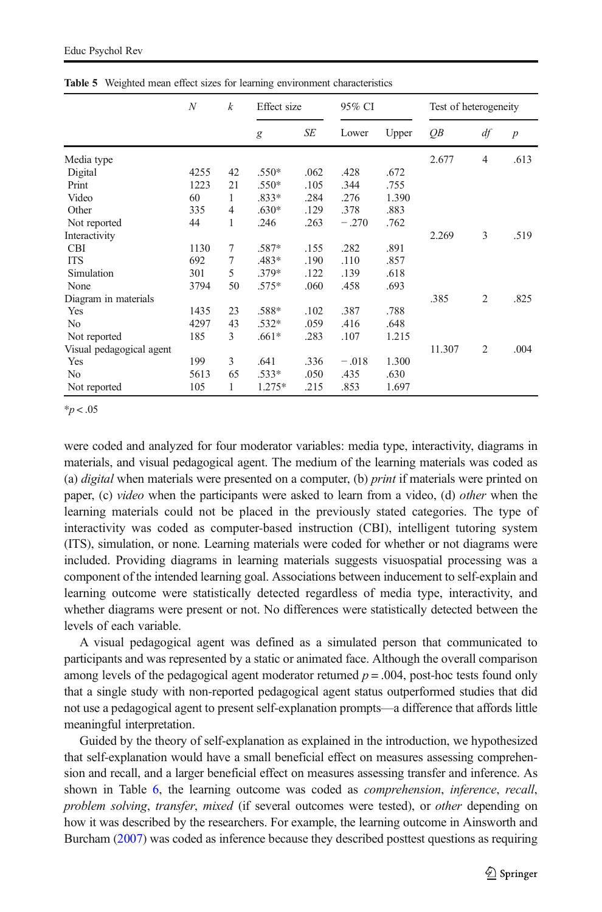**Table 5** Weighted mean effect sizes for learning environment characteristics

| | *N* | *k* | Effect size | | 95% CI | | Test of heterogeneity | | |
|---|---|---|---|---|---|---|---|---|---|
| | | | *g* | *SE* | Lower | Upper | *QB* | *df* | *p* |
| Media type | | | | | | | 2.677 | 4 | .613 |
| Digital | 4255 | 42 | .550* | .062 | .428 | .672 | | | |
| Print | 1223 | 21 | .550* | .105 | .344 | .755 | | | |
| Video | 60 | 1 | .833* | .284 | .276 | 1.390 | | | |
| Other | 335 | 4 | .630* | .129 | .378 | .883 | | | |
| Not reported | 44 | 1 | .246 | .263 | −.270 | .762 | | | |
| Interactivity | | | | | | | 2.269 | 3 | .519 |
| CBI | 1130 | 7 | .587* | .155 | .282 | .891 | | | |
| ITS | 692 | 7 | .483* | .190 | .110 | .857 | | | |
| Simulation | 301 | 5 | .379* | .122 | .139 | .618 | | | |
| None | 3794 | 50 | .575* | .060 | .458 | .693 | | | |
| Diagram in materials | | | | | | | .385 | 2 | .825 |
| Yes | 1435 | 23 | .588* | .102 | .387 | .788 | | | |
| No | 4297 | 43 | .532* | .059 | .416 | .648 | | | |
| Not reported | 185 | 3 | .661* | .283 | .107 | 1.215 | | | |
| Visual pedagogical agent | | | | | | | 11.307 | 2 | .004 |
| Yes | 199 | 3 | .641 | .336 | −.018 | 1.300 | | | |
| No | 5613 | 65 | .533* | .050 | .435 | .630 | | | |
| Not reported | 105 | 1 | 1.275* | .215 | .853 | 1.697 | | | |

*$p < .05$

were coded and analyzed for four moderator variables: media type, interactivity, diagrams in materials, and visual pedagogical agent. The medium of the learning materials was coded as (a) *digital* when materials were presented on a computer, (b) *print* if materials were printed on paper, (c) *video* when the participants were asked to learn from a video, (d) *other* when the learning materials could not be placed in the previously stated categories. The type of interactivity was coded as computer-based instruction (CBI), intelligent tutoring system (ITS), simulation, or none. Learning materials were coded for whether or not diagrams were included. Providing diagrams in learning materials suggests visuospatial processing was a component of the intended learning goal. Associations between inducement to self-explain and learning outcome were statistically detected regardless of media type, interactivity, and whether diagrams were present or not. No differences were statistically detected between the levels of each variable.

A visual pedagogical agent was defined as a simulated person that communicated to participants and was represented by a static or animated face. Although the overall comparison among levels of the pedagogical agent moderator returned $p = .004$, post-hoc tests found only that a single study with non-reported pedagogical agent status outperformed studies that did not use a pedagogical agent to present self-explanation prompts—a difference that affords little meaningful interpretation.

Guided by the theory of self-explanation as explained in the introduction, we hypothesized that self-explanation would have a small beneficial effect on measures assessing comprehension and recall, and a larger beneficial effect on measures assessing transfer and inference. As shown in Table 6, the learning outcome was coded as *comprehension*, *inference*, *recall*, *problem solving*, *transfer*, *mixed* (if several outcomes were tested), or *other* depending on how it was described by the researchers. For example, the learning outcome in Ainsworth and Burcham (2007) was coded as inference because they described posttest questions as requiring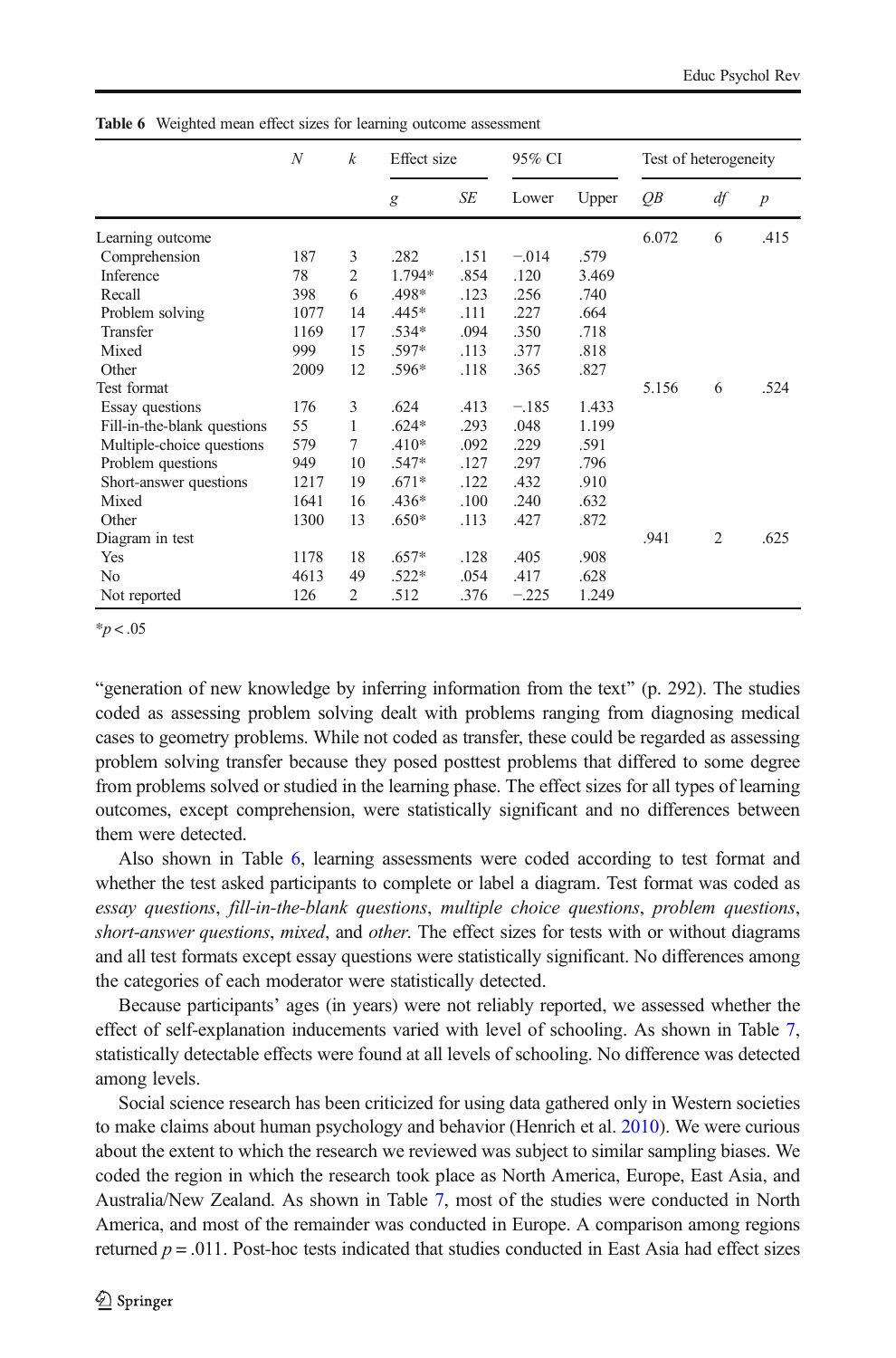**Table 6** Weighted mean effect sizes for learning outcome assessment

| | *N* | *k* | Effect size | | 95% CI | | Test of heterogeneity | | |
|---|---|---|---|---|---|---|---|---|---|
| | | | *g* | *SE* | Lower | Upper | *QB* | *df* | *p* |
| Learning outcome | | | | | | | 6.072 | 6 | .415 |
| Comprehension | 187 | 3 | .282 | .151 | −.014 | .579 | | | |
| Inference | 78 | 2 | 1.794* | .854 | .120 | 3.469 | | | |
| Recall | 398 | 6 | .498* | .123 | .256 | .740 | | | |
| Problem solving | 1077 | 14 | .445* | .111 | .227 | .664 | | | |
| Transfer | 1169 | 17 | .534* | .094 | .350 | .718 | | | |
| Mixed | 999 | 15 | .597* | .113 | .377 | .818 | | | |
| Other | 2009 | 12 | .596* | .118 | .365 | .827 | | | |
| Test format | | | | | | | 5.156 | 6 | .524 |
| Essay questions | 176 | 3 | .624 | .413 | −.185 | 1.433 | | | |
| Fill-in-the-blank questions | 55 | 1 | .624* | .293 | .048 | 1.199 | | | |
| Multiple-choice questions | 579 | 7 | .410* | .092 | .229 | .591 | | | |
| Problem questions | 949 | 10 | .547* | .127 | .297 | .796 | | | |
| Short-answer questions | 1217 | 19 | .671* | .122 | .432 | .910 | | | |
| Mixed | 1641 | 16 | .436* | .100 | .240 | .632 | | | |
| Other | 1300 | 13 | .650* | .113 | .427 | .872 | | | |
| Diagram in test | | | | | | | .941 | 2 | .625 |
| Yes | 1178 | 18 | .657* | .128 | .405 | .908 | | | |
| No | 4613 | 49 | .522* | .054 | .417 | .628 | | | |
| Not reported | 126 | 2 | .512 | .376 | −.225 | 1.249 | | | |

$^{*}p < .05$

"generation of new knowledge by inferring information from the text" (p. 292). The studies coded as assessing problem solving dealt with problems ranging from diagnosing medical cases to geometry problems. While not coded as transfer, these could be regarded as assessing problem solving transfer because they posed posttest problems that differed to some degree from problems solved or studied in the learning phase. The effect sizes for all types of learning outcomes, except comprehension, were statistically significant and no differences between them were detected.

Also shown in Table 6, learning assessments were coded according to test format and whether the test asked participants to complete or label a diagram. Test format was coded as *essay questions*, *fill-in-the-blank questions*, *multiple choice questions*, *problem questions*, *short-answer questions*, *mixed*, and *other*. The effect sizes for tests with or without diagrams and all test formats except essay questions were statistically significant. No differences among the categories of each moderator were statistically detected.

Because participants' ages (in years) were not reliably reported, we assessed whether the effect of self-explanation inducements varied with level of schooling. As shown in Table 7, statistically detectable effects were found at all levels of schooling. No difference was detected among levels.

Social science research has been criticized for using data gathered only in Western societies to make claims about human psychology and behavior (Henrich et al. 2010). We were curious about the extent to which the research we reviewed was subject to similar sampling biases. We coded the region in which the research took place as North America, Europe, East Asia, and Australia/New Zealand. As shown in Table 7, most of the studies were conducted in North America, and most of the remainder was conducted in Europe. A comparison among regions returned $p = .011$. Post-hoc tests indicated that studies conducted in East Asia had effect sizes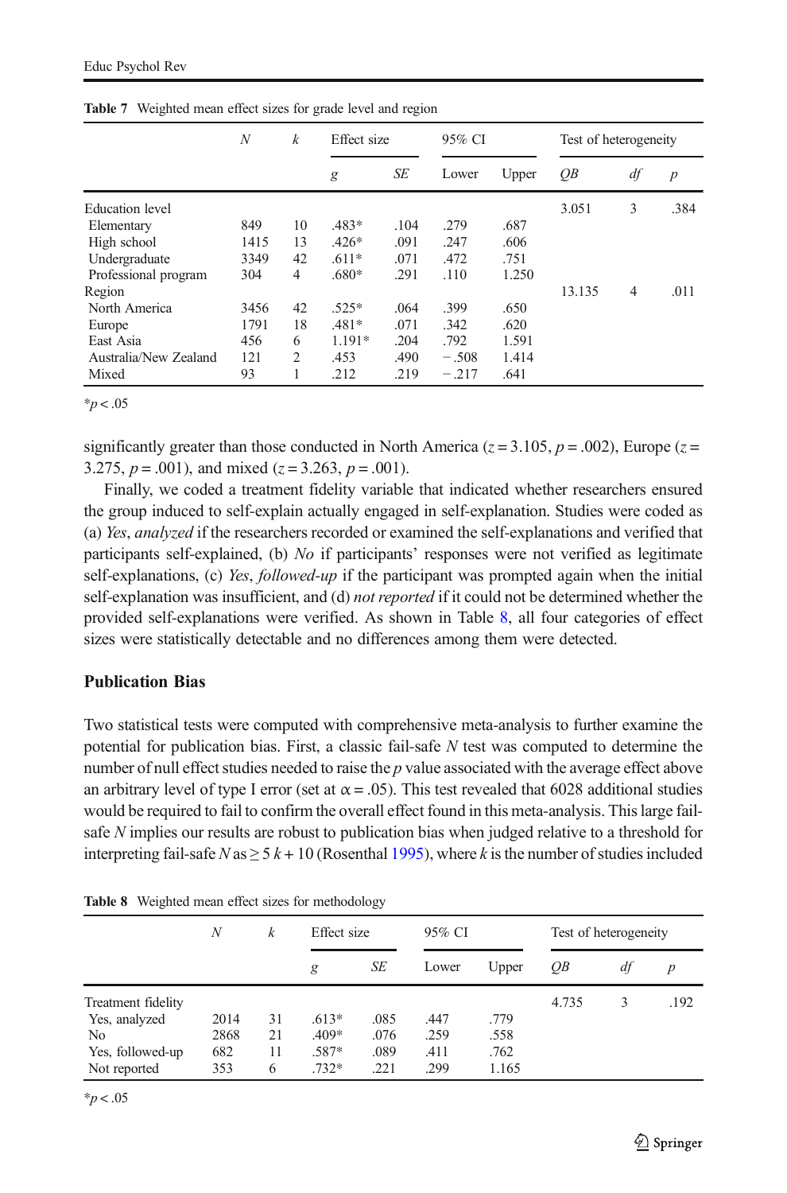**Table 7** Weighted mean effect sizes for grade level and region

| | $N$ | $k$ | Effect size | | 95% CI | | Test of heterogeneity | | |
|---|---|---|---|---|---|---|---|---|---|
| | | | $g$ | $SE$ | Lower | Upper | $QB$ | $df$ | $p$ |
| Education level | | | | | | | 3.051 | 3 | .384 |
| Elementary | 849 | 10 | .483* | .104 | .279 | .687 | | | |
| High school | 1415 | 13 | .426* | .091 | .247 | .606 | | | |
| Undergraduate | 3349 | 42 | .611* | .071 | .472 | .751 | | | |
| Professional program | 304 | 4 | .680* | .291 | .110 | 1.250 | | | |
| Region | | | | | | | 13.135 | 4 | .011 |
| North America | 3456 | 42 | .525* | .064 | .399 | .650 | | | |
| Europe | 1791 | 18 | .481* | .071 | .342 | .620 | | | |
| East Asia | 456 | 6 | 1.191* | .204 | .792 | 1.591 | | | |
| Australia/New Zealand | 121 | 2 | .453 | .490 | −.508 | 1.414 | | | |
| Mixed | 93 | 1 | .212 | .219 | −.217 | .641 | | | |

*$p < .05$

significantly greater than those conducted in North America ($z = 3.105$, $p = .002$), Europe ($z = 3.275$, $p = .001$), and mixed ($z = 3.263$, $p = .001$).

Finally, we coded a treatment fidelity variable that indicated whether researchers ensured the group induced to self-explain actually engaged in self-explanation. Studies were coded as (a) *Yes*, *analyzed* if the researchers recorded or examined the self-explanations and verified that participants self-explained, (b) *No* if participants' responses were not verified as legitimate self-explanations, (c) *Yes*, *followed-up* if the participant was prompted again when the initial self-explanation was insufficient, and (d) *not reported* if it could not be determined whether the provided self-explanations were verified. As shown in Table 8, all four categories of effect sizes were statistically detectable and no differences among them were detected.

## Publication Bias

Two statistical tests were computed with comprehensive meta-analysis to further examine the potential for publication bias. First, a classic fail-safe $N$ test was computed to determine the number of null effect studies needed to raise the $p$ value associated with the average effect above an arbitrary level of type I error (set at $\alpha = .05$). This test revealed that 6028 additional studies would be required to fail to confirm the overall effect found in this meta-analysis. This large fail-safe $N$ implies our results are robust to publication bias when judged relative to a threshold for interpreting fail-safe $N$ as $\geq 5k + 10$ (Rosenthal 1995), where $k$ is the number of studies included

**Table 8** Weighted mean effect sizes for methodology

| | $N$ | $k$ | Effect size | | 95% CI | | Test of heterogeneity | | |
|---|---|---|---|---|---|---|---|---|---|
| | | | $g$ | $SE$ | Lower | Upper | $QB$ | $df$ | $p$ |
| Treatment fidelity | | | | | | | 4.735 | 3 | .192 |
| Yes, analyzed | 2014 | 31 | .613* | .085 | .447 | .779 | | | |
| No | 2868 | 21 | .409* | .076 | .259 | .558 | | | |
| Yes, followed-up | 682 | 11 | .587* | .089 | .411 | .762 | | | |
| Not reported | 353 | 6 | .732* | .221 | .299 | 1.165 | | | |

*$p < .05$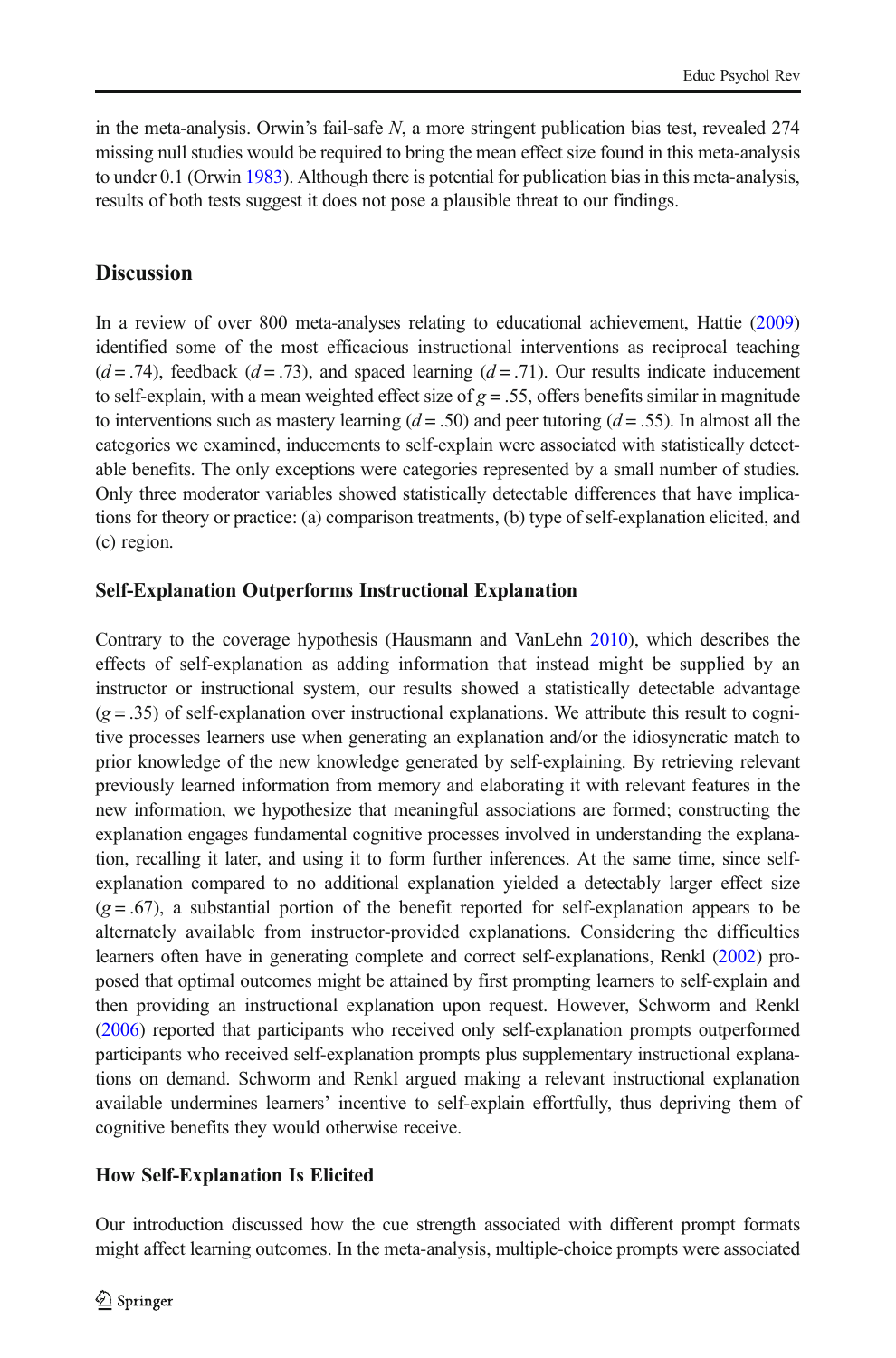in the meta-analysis. Orwin's fail-safe *N*, a more stringent publication bias test, revealed 274 missing null studies would be required to bring the mean effect size found in this meta-analysis to under 0.1 (Orwin 1983). Although there is potential for publication bias in this meta-analysis, results of both tests suggest it does not pose a plausible threat to our findings.

## Discussion

In a review of over 800 meta-analyses relating to educational achievement, Hattie (2009) identified some of the most efficacious instructional interventions as reciprocal teaching ($d = .74$), feedback ($d = .73$), and spaced learning ($d = .71$). Our results indicate inducement to self-explain, with a mean weighted effect size of $g = .55$, offers benefits similar in magnitude to interventions such as mastery learning ($d = .50$) and peer tutoring ($d = .55$). In almost all the categories we examined, inducements to self-explain were associated with statistically detectable benefits. The only exceptions were categories represented by a small number of studies. Only three moderator variables showed statistically detectable differences that have implications for theory or practice: (a) comparison treatments, (b) type of self-explanation elicited, and (c) region.

### Self-Explanation Outperforms Instructional Explanation

Contrary to the coverage hypothesis (Hausmann and VanLehn 2010), which describes the effects of self-explanation as adding information that instead might be supplied by an instructor or instructional system, our results showed a statistically detectable advantage ($g = .35$) of self-explanation over instructional explanations. We attribute this result to cognitive processes learners use when generating an explanation and/or the idiosyncratic match to prior knowledge of the new knowledge generated by self-explaining. By retrieving relevant previously learned information from memory and elaborating it with relevant features in the new information, we hypothesize that meaningful associations are formed; constructing the explanation engages fundamental cognitive processes involved in understanding the explanation, recalling it later, and using it to form further inferences. At the same time, since self-explanation compared to no additional explanation yielded a detectably larger effect size ($g = .67$), a substantial portion of the benefit reported for self-explanation appears to be alternately available from instructor-provided explanations. Considering the difficulties learners often have in generating complete and correct self-explanations, Renkl (2002) proposed that optimal outcomes might be attained by first prompting learners to self-explain and then providing an instructional explanation upon request. However, Schworm and Renkl (2006) reported that participants who received only self-explanation prompts outperformed participants who received self-explanation prompts plus supplementary instructional explanations on demand. Schworm and Renkl argued making a relevant instructional explanation available undermines learners' incentive to self-explain effortfully, thus depriving them of cognitive benefits they would otherwise receive.

### How Self-Explanation Is Elicited

Our introduction discussed how the cue strength associated with different prompt formats might affect learning outcomes. In the meta-analysis, multiple-choice prompts were associated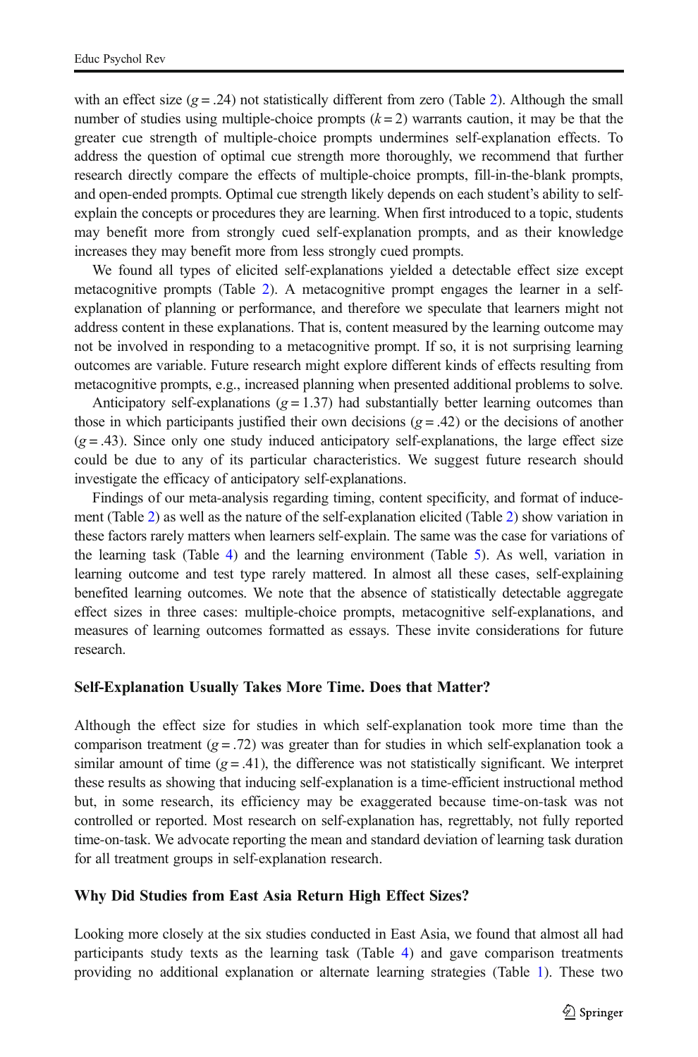with an effect size ($g = .24$) not statistically different from zero (Table 2). Although the small number of studies using multiple-choice prompts ($k = 2$) warrants caution, it may be that the greater cue strength of multiple-choice prompts undermines self-explanation effects. To address the question of optimal cue strength more thoroughly, we recommend that further research directly compare the effects of multiple-choice prompts, fill-in-the-blank prompts, and open-ended prompts. Optimal cue strength likely depends on each student's ability to self-explain the concepts or procedures they are learning. When first introduced to a topic, students may benefit more from strongly cued self-explanation prompts, and as their knowledge increases they may benefit more from less strongly cued prompts.

We found all types of elicited self-explanations yielded a detectable effect size except metacognitive prompts (Table 2). A metacognitive prompt engages the learner in a self-explanation of planning or performance, and therefore we speculate that learners might not address content in these explanations. That is, content measured by the learning outcome may not be involved in responding to a metacognitive prompt. If so, it is not surprising learning outcomes are variable. Future research might explore different kinds of effects resulting from metacognitive prompts, e.g., increased planning when presented additional problems to solve.

Anticipatory self-explanations ($g = 1.37$) had substantially better learning outcomes than those in which participants justified their own decisions ($g = .42$) or the decisions of another ($g = .43$). Since only one study induced anticipatory self-explanations, the large effect size could be due to any of its particular characteristics. We suggest future research should investigate the efficacy of anticipatory self-explanations.

Findings of our meta-analysis regarding timing, content specificity, and format of inducement (Table 2) as well as the nature of the self-explanation elicited (Table 2) show variation in these factors rarely matters when learners self-explain. The same was the case for variations of the learning task (Table 4) and the learning environment (Table 5). As well, variation in learning outcome and test type rarely mattered. In almost all these cases, self-explaining benefited learning outcomes. We note that the absence of statistically detectable aggregate effect sizes in three cases: multiple-choice prompts, metacognitive self-explanations, and measures of learning outcomes formatted as essays. These invite considerations for future research.

### Self-Explanation Usually Takes More Time. Does that Matter?

Although the effect size for studies in which self-explanation took more time than the comparison treatment ($g = .72$) was greater than for studies in which self-explanation took a similar amount of time ($g = .41$), the difference was not statistically significant. We interpret these results as showing that inducing self-explanation is a time-efficient instructional method but, in some research, its efficiency may be exaggerated because time-on-task was not controlled or reported. Most research on self-explanation has, regrettably, not fully reported time-on-task. We advocate reporting the mean and standard deviation of learning task duration for all treatment groups in self-explanation research.

### Why Did Studies from East Asia Return High Effect Sizes?

Looking more closely at the six studies conducted in East Asia, we found that almost all had participants study texts as the learning task (Table 4) and gave comparison treatments providing no additional explanation or alternate learning strategies (Table 1). These two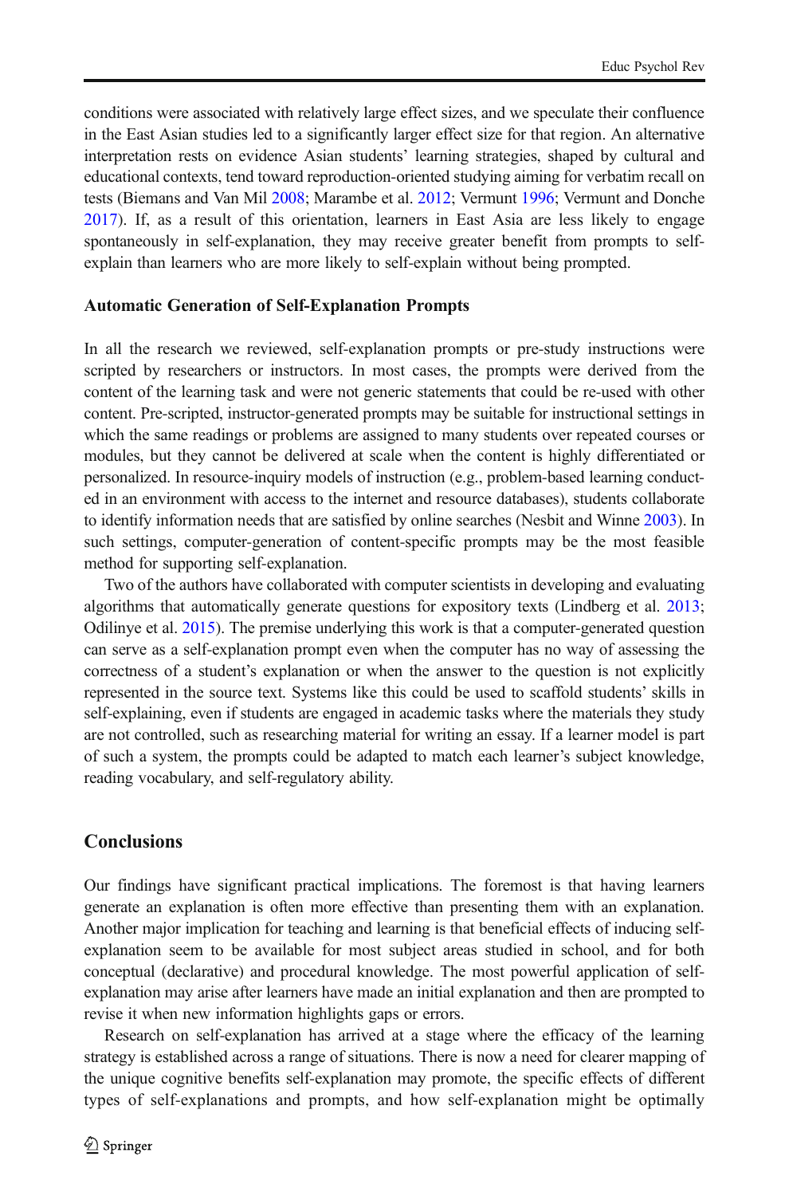conditions were associated with relatively large effect sizes, and we speculate their confluence in the East Asian studies led to a significantly larger effect size for that region. An alternative interpretation rests on evidence Asian students' learning strategies, shaped by cultural and educational contexts, tend toward reproduction-oriented studying aiming for verbatim recall on tests (Biemans and Van Mil 2008; Marambe et al. 2012; Vermunt 1996; Vermunt and Donche 2017). If, as a result of this orientation, learners in East Asia are less likely to engage spontaneously in self-explanation, they may receive greater benefit from prompts to self-explain than learners who are more likely to self-explain without being prompted.

### Automatic Generation of Self-Explanation Prompts

In all the research we reviewed, self-explanation prompts or pre-study instructions were scripted by researchers or instructors. In most cases, the prompts were derived from the content of the learning task and were not generic statements that could be re-used with other content. Pre-scripted, instructor-generated prompts may be suitable for instructional settings in which the same readings or problems are assigned to many students over repeated courses or modules, but they cannot be delivered at scale when the content is highly differentiated or personalized. In resource-inquiry models of instruction (e.g., problem-based learning conducted in an environment with access to the internet and resource databases), students collaborate to identify information needs that are satisfied by online searches (Nesbit and Winne 2003). In such settings, computer-generation of content-specific prompts may be the most feasible method for supporting self-explanation.

Two of the authors have collaborated with computer scientists in developing and evaluating algorithms that automatically generate questions for expository texts (Lindberg et al. 2013; Odilinye et al. 2015). The premise underlying this work is that a computer-generated question can serve as a self-explanation prompt even when the computer has no way of assessing the correctness of a student's explanation or when the answer to the question is not explicitly represented in the source text. Systems like this could be used to scaffold students' skills in self-explaining, even if students are engaged in academic tasks where the materials they study are not controlled, such as researching material for writing an essay. If a learner model is part of such a system, the prompts could be adapted to match each learner's subject knowledge, reading vocabulary, and self-regulatory ability.

## Conclusions

Our findings have significant practical implications. The foremost is that having learners generate an explanation is often more effective than presenting them with an explanation. Another major implication for teaching and learning is that beneficial effects of inducing self-explanation seem to be available for most subject areas studied in school, and for both conceptual (declarative) and procedural knowledge. The most powerful application of self-explanation may arise after learners have made an initial explanation and then are prompted to revise it when new information highlights gaps or errors.

Research on self-explanation has arrived at a stage where the efficacy of the learning strategy is established across a range of situations. There is now a need for clearer mapping of the unique cognitive benefits self-explanation may promote, the specific effects of different types of self-explanations and prompts, and how self-explanation might be optimally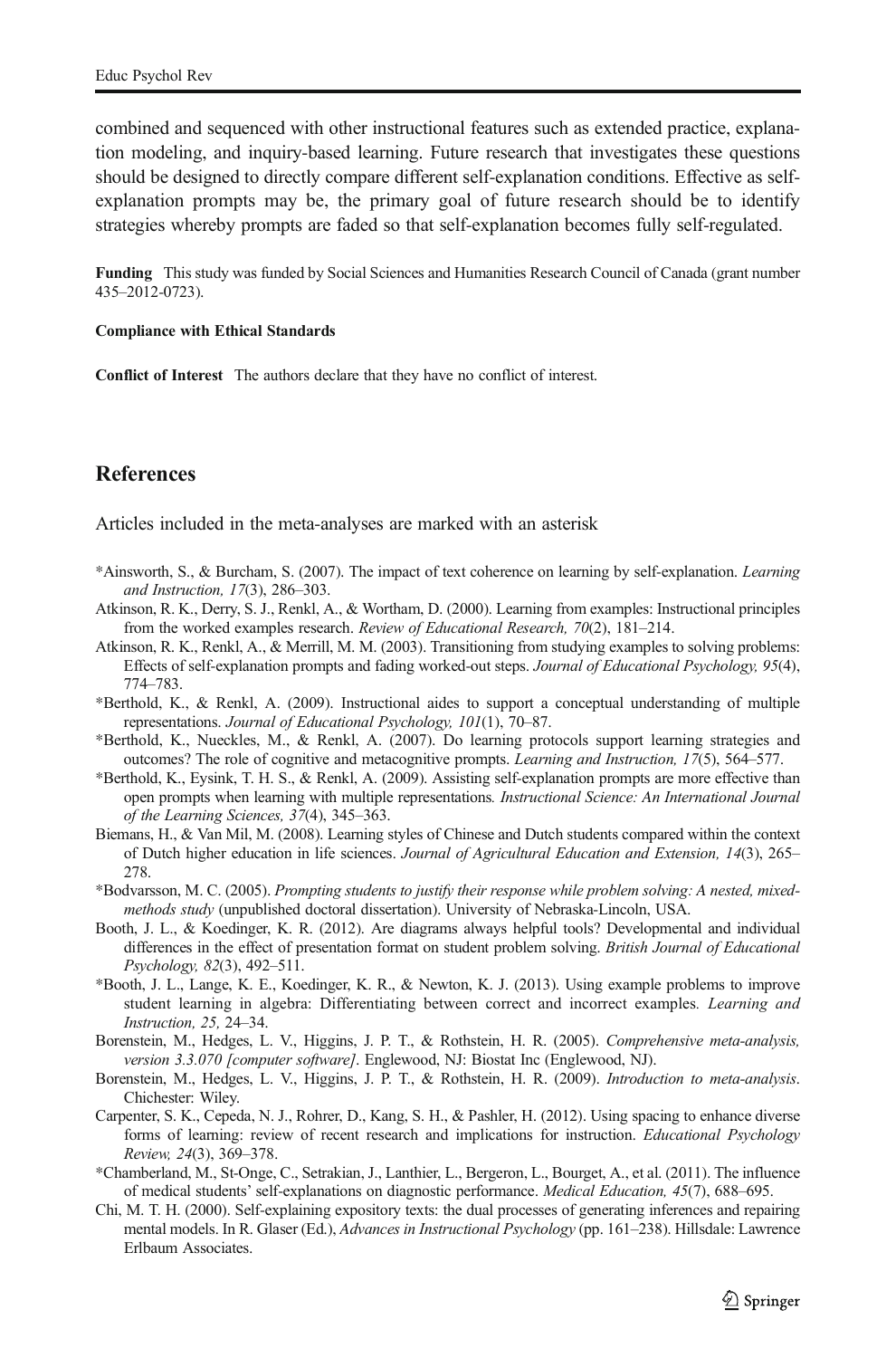combined and sequenced with other instructional features such as extended practice, explanation modeling, and inquiry-based learning. Future research that investigates these questions should be designed to directly compare different self-explanation conditions. Effective as self-explanation prompts may be, the primary goal of future research should be to identify strategies whereby prompts are faded so that self-explanation becomes fully self-regulated.

**Funding** This study was funded by Social Sciences and Humanities Research Council of Canada (grant number 435–2012-0723).

**Compliance with Ethical Standards**

**Conflict of Interest** The authors declare that they have no conflict of interest.

## References

Articles included in the meta-analyses are marked with an asterisk

*Ainsworth, S., & Burcham, S. (2007). The impact of text coherence on learning by self-explanation. *Learning and Instruction, 17*(3), 286–303.

Atkinson, R. K., Derry, S. J., Renkl, A., & Wortham, D. (2000). Learning from examples: Instructional principles from the worked examples research. *Review of Educational Research, 70*(2), 181–214.

Atkinson, R. K., Renkl, A., & Merrill, M. M. (2003). Transitioning from studying examples to solving problems: Effects of self-explanation prompts and fading worked-out steps. *Journal of Educational Psychology, 95*(4), 774–783.

*Berthold, K., & Renkl, A. (2009). Instructional aides to support a conceptual understanding of multiple representations. *Journal of Educational Psychology, 101*(1), 70–87.

*Berthold, K., Nueckles, M., & Renkl, A. (2007). Do learning protocols support learning strategies and outcomes? The role of cognitive and metacognitive prompts. *Learning and Instruction, 17*(5), 564–577.

*Berthold, K., Eysink, T. H. S., & Renkl, A. (2009). Assisting self-explanation prompts are more effective than open prompts when learning with multiple representations. *Instructional Science: An International Journal of the Learning Sciences, 37*(4), 345–363.

Biemans, H., & Van Mil, M. (2008). Learning styles of Chinese and Dutch students compared within the context of Dutch higher education in life sciences. *Journal of Agricultural Education and Extension, 14*(3), 265–278.

*Bodvarsson, M. C. (2005). *Prompting students to justify their response while problem solving: A nested, mixed-methods study* (unpublished doctoral dissertation). University of Nebraska-Lincoln, USA.

Booth, J. L., & Koedinger, K. R. (2012). Are diagrams always helpful tools? Developmental and individual differences in the effect of presentation format on student problem solving. *British Journal of Educational Psychology, 82*(3), 492–511.

*Booth, J. L., Lange, K. E., Koedinger, K. R., & Newton, K. J. (2013). Using example problems to improve student learning in algebra: Differentiating between correct and incorrect examples. *Learning and Instruction, 25,* 24–34.

Borenstein, M., Hedges, L. V., Higgins, J. P. T., & Rothstein, H. R. (2005). *Comprehensive meta-analysis, version 3.3.070 [computer software]*. Englewood, NJ: Biostat Inc (Englewood, NJ).

Borenstein, M., Hedges, L. V., Higgins, J. P. T., & Rothstein, H. R. (2009). *Introduction to meta-analysis*. Chichester: Wiley.

Carpenter, S. K., Cepeda, N. J., Rohrer, D., Kang, S. H., & Pashler, H. (2012). Using spacing to enhance diverse forms of learning: review of recent research and implications for instruction. *Educational Psychology Review, 24*(3), 369–378.

*Chamberland, M., St-Onge, C., Setrakian, J., Lanthier, L., Bergeron, L., Bourget, A., et al. (2011). The influence of medical students' self-explanations on diagnostic performance. *Medical Education, 45*(7), 688–695.

Chi, M. T. H. (2000). Self-explaining expository texts: the dual processes of generating inferences and repairing mental models. In R. Glaser (Ed.), *Advances in Instructional Psychology* (pp. 161–238). Hillsdale: Lawrence Erlbaum Associates.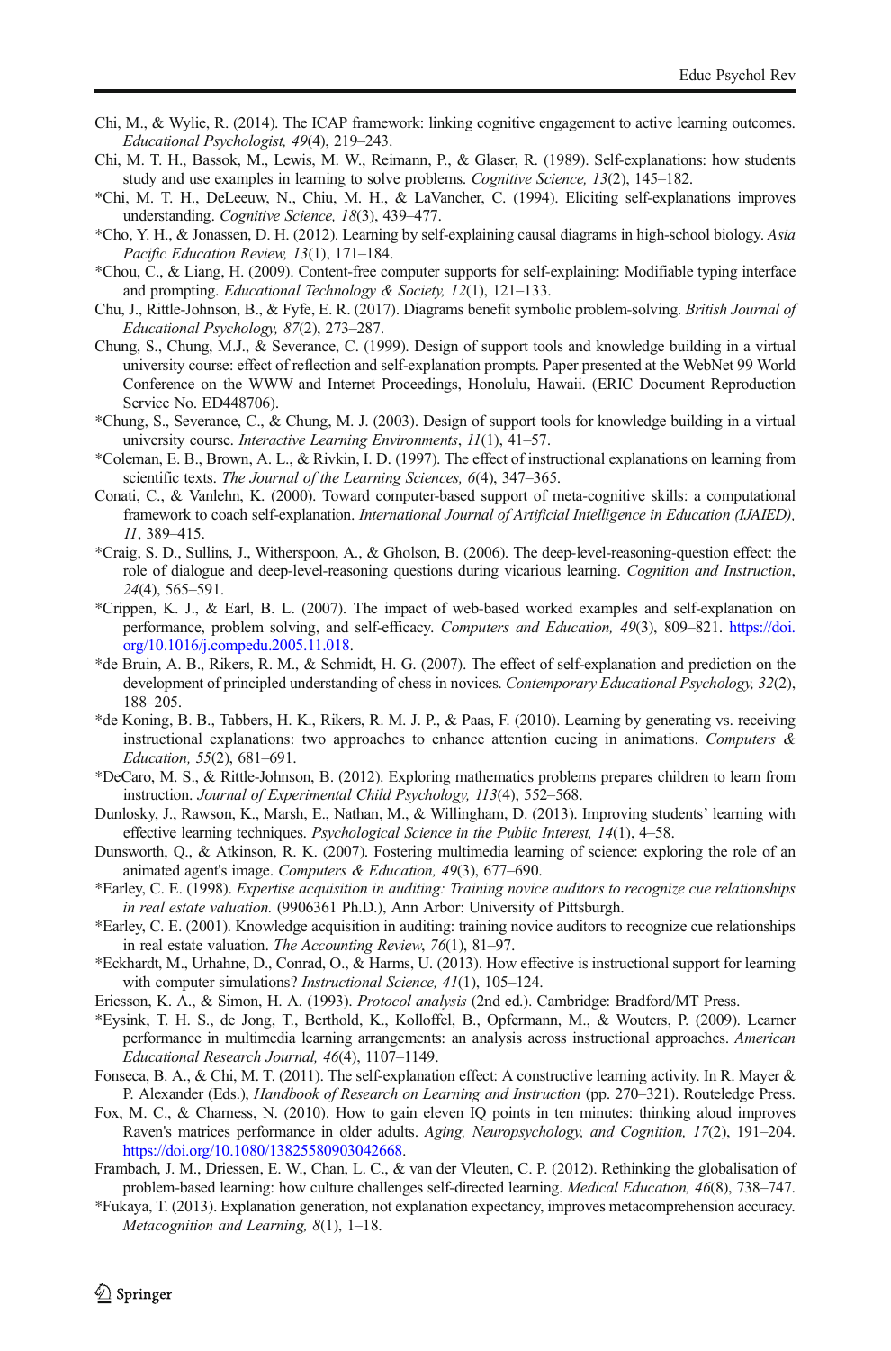Chi, M., & Wylie, R. (2014). The ICAP framework: linking cognitive engagement to active learning outcomes. *Educational Psychologist, 49*(4), 219–243.

Chi, M. T. H., Bassok, M., Lewis, M. W., Reimann, P., & Glaser, R. (1989). Self-explanations: how students study and use examples in learning to solve problems. *Cognitive Science, 13*(2), 145–182.

*Chi, M. T. H., DeLeeuw, N., Chiu, M. H., & LaVancher, C. (1994). Eliciting self-explanations improves understanding. *Cognitive Science, 18*(3), 439–477.

*Cho, Y. H., & Jonassen, D. H. (2012). Learning by self-explaining causal diagrams in high-school biology. *Asia Pacific Education Review, 13*(1), 171–184.

*Chou, C., & Liang, H. (2009). Content-free computer supports for self-explaining: Modifiable typing interface and prompting. *Educational Technology & Society, 12*(1), 121–133.

Chu, J., Rittle-Johnson, B., & Fyfe, E. R. (2017). Diagrams benefit symbolic problem-solving. *British Journal of Educational Psychology, 87*(2), 273–287.

Chung, S., Chung, M.J., & Severance, C. (1999). Design of support tools and knowledge building in a virtual university course: effect of reflection and self-explanation prompts. Paper presented at the WebNet 99 World Conference on the WWW and Internet Proceedings, Honolulu, Hawaii. (ERIC Document Reproduction Service No. ED448706).

*Chung, S., Severance, C., & Chung, M. J. (2003). Design of support tools for knowledge building in a virtual university course. *Interactive Learning Environments*, *11*(1), 41–57.

*Coleman, E. B., Brown, A. L., & Rivkin, I. D. (1997). The effect of instructional explanations on learning from scientific texts. *The Journal of the Learning Sciences, 6*(4), 347–365.

Conati, C., & Vanlehn, K. (2000). Toward computer-based support of meta-cognitive skills: a computational framework to coach self-explanation. *International Journal of Artificial Intelligence in Education (IJAIED), 11*, 389–415.

*Craig, S. D., Sullins, J., Witherspoon, A., & Gholson, B. (2006). The deep-level-reasoning-question effect: the role of dialogue and deep-level-reasoning questions during vicarious learning. *Cognition and Instruction*, *24*(4), 565–591.

*Crippen, K. J., & Earl, B. L. (2007). The impact of web-based worked examples and self-explanation on performance, problem solving, and self-efficacy. *Computers and Education, 49*(3), 809–821. https://doi.org/10.1016/j.compedu.2005.11.018.

*de Bruin, A. B., Rikers, R. M., & Schmidt, H. G. (2007). The effect of self-explanation and prediction on the development of principled understanding of chess in novices. *Contemporary Educational Psychology, 32*(2), 188–205.

*de Koning, B. B., Tabbers, H. K., Rikers, R. M. J. P., & Paas, F. (2010). Learning by generating vs. receiving instructional explanations: two approaches to enhance attention cueing in animations. *Computers & Education, 55*(2), 681–691.

*DeCaro, M. S., & Rittle-Johnson, B. (2012). Exploring mathematics problems prepares children to learn from instruction. *Journal of Experimental Child Psychology, 113*(4), 552–568.

Dunlosky, J., Rawson, K., Marsh, E., Nathan, M., & Willingham, D. (2013). Improving students' learning with effective learning techniques. *Psychological Science in the Public Interest, 14*(1), 4–58.

Dunsworth, Q., & Atkinson, R. K. (2007). Fostering multimedia learning of science: exploring the role of an animated agent's image. *Computers & Education, 49*(3), 677–690.

*Earley, C. E. (1998). *Expertise acquisition in auditing: Training novice auditors to recognize cue relationships in real estate valuation.* (9906361 Ph.D.), Ann Arbor: University of Pittsburgh.

*Earley, C. E. (2001). Knowledge acquisition in auditing: training novice auditors to recognize cue relationships in real estate valuation. *The Accounting Review*, *76*(1), 81–97.

*Eckhardt, M., Urhahne, D., Conrad, O., & Harms, U. (2013). How effective is instructional support for learning with computer simulations? *Instructional Science, 41*(1), 105–124.

Ericsson, K. A., & Simon, H. A. (1993). *Protocol analysis* (2nd ed.). Cambridge: Bradford/MT Press.

*Eysink, T. H. S., de Jong, T., Berthold, K., Kolloffel, B., Opfermann, M., & Wouters, P. (2009). Learner performance in multimedia learning arrangements: an analysis across instructional approaches. *American Educational Research Journal, 46*(4), 1107–1149.

Fonseca, B. A., & Chi, M. T. (2011). The self-explanation effect: A constructive learning activity. In R. Mayer & P. Alexander (Eds.), *Handbook of Research on Learning and Instruction* (pp. 270–321). Routeledge Press.

Fox, M. C., & Charness, N. (2010). How to gain eleven IQ points in ten minutes: thinking aloud improves Raven's matrices performance in older adults. *Aging, Neuropsychology, and Cognition, 17*(2), 191–204. https://doi.org/10.1080/13825580903042668.

Frambach, J. M., Driessen, E. W., Chan, L. C., & van der Vleuten, C. P. (2012). Rethinking the globalisation of problem-based learning: how culture challenges self-directed learning. *Medical Education, 46*(8), 738–747.

*Fukaya, T. (2013). Explanation generation, not explanation expectancy, improves metacomprehension accuracy. *Metacognition and Learning, 8*(1), 1–18.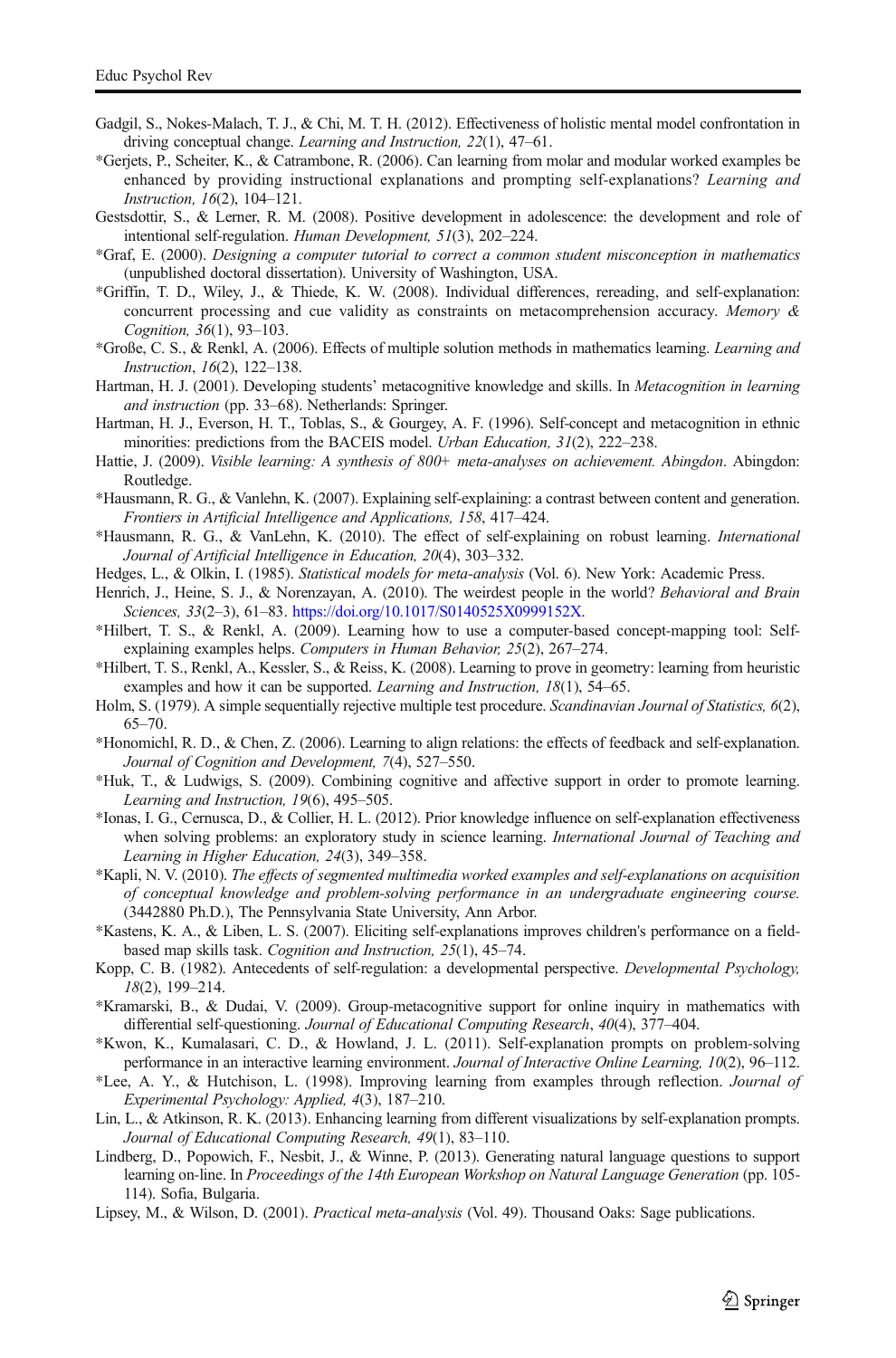Gadgil, S., Nokes-Malach, T. J., & Chi, M. T. H. (2012). Effectiveness of holistic mental model confrontation in driving conceptual change. *Learning and Instruction, 22*(1), 47–61.

*Gerjets, P., Scheiter, K., & Catrambone, R. (2006). Can learning from molar and modular worked examples be enhanced by providing instructional explanations and prompting self-explanations? *Learning and Instruction, 16*(2), 104–121.

Gestsdottir, S., & Lerner, R. M. (2008). Positive development in adolescence: the development and role of intentional self-regulation. *Human Development, 51*(3), 202–224.

*Graf, E. (2000). *Designing a computer tutorial to correct a common student misconception in mathematics* (unpublished doctoral dissertation). University of Washington, USA.

*Griffin, T. D., Wiley, J., & Thiede, K. W. (2008). Individual differences, rereading, and self-explanation: concurrent processing and cue validity as constraints on metacomprehension accuracy. *Memory & Cognition, 36*(1), 93–103.

*Große, C. S., & Renkl, A. (2006). Effects of multiple solution methods in mathematics learning. *Learning and Instruction*, *16*(2), 122–138.

Hartman, H. J. (2001). Developing students' metacognitive knowledge and skills. In *Metacognition in learning and instruction* (pp. 33–68). Netherlands: Springer.

Hartman, H. J., Everson, H. T., Toblas, S., & Gourgey, A. F. (1996). Self-concept and metacognition in ethnic minorities: predictions from the BACEIS model. *Urban Education, 31*(2), 222–238.

Hattie, J. (2009). *Visible learning: A synthesis of 800+ meta-analyses on achievement. Abingdon*. Abingdon: Routledge.

*Hausmann, R. G., & Vanlehn, K. (2007). Explaining self-explaining: a contrast between content and generation. *Frontiers in Artificial Intelligence and Applications, 158*, 417–424.

*Hausmann, R. G., & VanLehn, K. (2010). The effect of self-explaining on robust learning. *International Journal of Artificial Intelligence in Education, 20*(4), 303–332.

Hedges, L., & Olkin, I. (1985). *Statistical models for meta-analysis* (Vol. 6). New York: Academic Press.

Henrich, J., Heine, S. J., & Norenzayan, A. (2010). The weirdest people in the world? *Behavioral and Brain Sciences, 33*(2–3), 61–83. https://doi.org/10.1017/S0140525X0999152X.

*Hilbert, T. S., & Renkl, A. (2009). Learning how to use a computer-based concept-mapping tool: Self-explaining examples helps. *Computers in Human Behavior, 25*(2), 267–274.

*Hilbert, T. S., Renkl, A., Kessler, S., & Reiss, K. (2008). Learning to prove in geometry: learning from heuristic examples and how it can be supported. *Learning and Instruction, 18*(1), 54–65.

Holm, S. (1979). A simple sequentially rejective multiple test procedure. *Scandinavian Journal of Statistics, 6*(2), 65–70.

*Honomichl, R. D., & Chen, Z. (2006). Learning to align relations: the effects of feedback and self-explanation. *Journal of Cognition and Development, 7*(4), 527–550.

*Huk, T., & Ludwigs, S. (2009). Combining cognitive and affective support in order to promote learning. *Learning and Instruction, 19*(6), 495–505.

*Ionas, I. G., Cernusca, D., & Collier, H. L. (2012). Prior knowledge influence on self-explanation effectiveness when solving problems: an exploratory study in science learning. *International Journal of Teaching and Learning in Higher Education, 24*(3), 349–358.

*Kapli, N. V. (2010). *The effects of segmented multimedia worked examples and self-explanations on acquisition of conceptual knowledge and problem-solving performance in an undergraduate engineering course.* (3442880 Ph.D.), The Pennsylvania State University, Ann Arbor.

*Kastens, K. A., & Liben, L. S. (2007). Eliciting self-explanations improves children's performance on a field-based map skills task. *Cognition and Instruction, 25*(1), 45–74.

Kopp, C. B. (1982). Antecedents of self-regulation: a developmental perspective. *Developmental Psychology, 18*(2), 199–214.

*Kramarski, B., & Dudai, V. (2009). Group-metacognitive support for online inquiry in mathematics with differential self-questioning. *Journal of Educational Computing Research*, *40*(4), 377–404.

*Kwon, K., Kumalasari, C. D., & Howland, J. L. (2011). Self-explanation prompts on problem-solving performance in an interactive learning environment. *Journal of Interactive Online Learning, 10*(2), 96–112.

*Lee, A. Y., & Hutchison, L. (1998). Improving learning from examples through reflection. *Journal of Experimental Psychology: Applied, 4*(3), 187–210.

Lin, L., & Atkinson, R. K. (2013). Enhancing learning from different visualizations by self-explanation prompts. *Journal of Educational Computing Research, 49*(1), 83–110.

Lindberg, D., Popowich, F., Nesbit, J., & Winne, P. (2013). Generating natural language questions to support learning on-line. In *Proceedings of the 14th European Workshop on Natural Language Generation* (pp. 105-114). Sofia, Bulgaria.

Lipsey, M., & Wilson, D. (2001). *Practical meta-analysis* (Vol. 49). Thousand Oaks: Sage publications.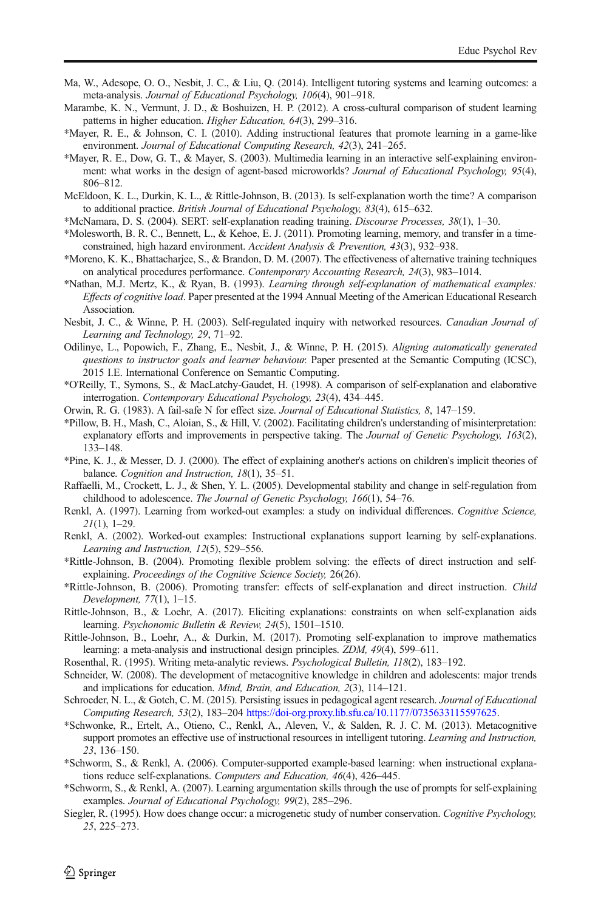Ma, W., Adesope, O. O., Nesbit, J. C., & Liu, Q. (2014). Intelligent tutoring systems and learning outcomes: a meta-analysis. *Journal of Educational Psychology, 106*(4), 901–918.

Marambe, K. N., Vermunt, J. D., & Boshuizen, H. P. (2012). A cross-cultural comparison of student learning patterns in higher education. *Higher Education, 64*(3), 299–316.

*Mayer, R. E., & Johnson, C. I. (2010). Adding instructional features that promote learning in a game-like environment. *Journal of Educational Computing Research, 42*(3), 241–265.

*Mayer, R. E., Dow, G. T., & Mayer, S. (2003). Multimedia learning in an interactive self-explaining environment: what works in the design of agent-based microworlds? *Journal of Educational Psychology, 95*(4), 806–812.

McEldoon, K. L., Durkin, K. L., & Rittle-Johnson, B. (2013). Is self-explanation worth the time? A comparison to additional practice. *British Journal of Educational Psychology, 83*(4), 615–632.

*McNamara, D. S. (2004). SERT: self-explanation reading training. *Discourse Processes, 38*(1), 1–30.

*Molesworth, B. R. C., Bennett, L., & Kehoe, E. J. (2011). Promoting learning, memory, and transfer in a time-constrained, high hazard environment. *Accident Analysis & Prevention, 43*(3), 932–938.

*Moreno, K. K., Bhattacharjee, S., & Brandon, D. M. (2007). The effectiveness of alternative training techniques on analytical procedures performance. *Contemporary Accounting Research, 24*(3), 983–1014.

*Nathan, M.J. Mertz, K., & Ryan, B. (1993). *Learning through self-explanation of mathematical examples: Effects of cognitive load*. Paper presented at the 1994 Annual Meeting of the American Educational Research Association.

Nesbit, J. C., & Winne, P. H. (2003). Self-regulated inquiry with networked resources. *Canadian Journal of Learning and Technology, 29*, 71–92.

Odilinye, L., Popowich, F., Zhang, E., Nesbit, J., & Winne, P. H. (2015). *Aligning automatically generated questions to instructor goals and learner behaviour.* Paper presented at the Semantic Computing (ICSC), 2015 I.E. International Conference on Semantic Computing.

*O'Reilly, T., Symons, S., & MacLatchy-Gaudet, H. (1998). A comparison of self-explanation and elaborative interrogation. *Contemporary Educational Psychology, 23*(4), 434–445.

Orwin, R. G. (1983). A fail-safe N for effect size. *Journal of Educational Statistics, 8*, 147–159.

*Pillow, B. H., Mash, C., Aloian, S., & Hill, V. (2002). Facilitating children's understanding of misinterpretation: explanatory efforts and improvements in perspective taking. The *Journal of Genetic Psychology, 163*(2), 133–148.

*Pine, K. J., & Messer, D. J. (2000). The effect of explaining another's actions on children's implicit theories of balance. *Cognition and Instruction, 18*(1), 35–51.

Raffaelli, M., Crockett, L. J., & Shen, Y. L. (2005). Developmental stability and change in self-regulation from childhood to adolescence. *The Journal of Genetic Psychology, 166*(1), 54–76.

Renkl, A. (1997). Learning from worked-out examples: a study on individual differences. *Cognitive Science, 21*(1), 1–29.

Renkl, A. (2002). Worked-out examples: Instructional explanations support learning by self-explanations. *Learning and Instruction, 12*(5), 529–556.

*Rittle-Johnson, B. (2004). Promoting flexible problem solving: the effects of direct instruction and self-explaining. *Proceedings of the Cognitive Science Society,* 26(26).

*Rittle-Johnson, B. (2006). Promoting transfer: effects of self-explanation and direct instruction. *Child Development, 77*(1), 1–15.

Rittle-Johnson, B., & Loehr, A. (2017). Eliciting explanations: constraints on when self-explanation aids learning. *Psychonomic Bulletin & Review, 24*(5), 1501–1510.

Rittle-Johnson, B., Loehr, A., & Durkin, M. (2017). Promoting self-explanation to improve mathematics learning: a meta-analysis and instructional design principles. *ZDM, 49*(4), 599–611.

Rosenthal, R. (1995). Writing meta-analytic reviews. *Psychological Bulletin, 118*(2), 183–192.

Schneider, W. (2008). The development of metacognitive knowledge in children and adolescents: major trends and implications for education. *Mind, Brain, and Education, 2*(3), 114–121.

Schroeder, N. L., & Gotch, C. M. (2015). Persisting issues in pedagogical agent research. *Journal of Educational Computing Research, 53*(2), 183–204 https://doi-org.proxy.lib.sfu.ca/10.1177/0735633115597625.

*Schwonke, R., Ertelt, A., Otieno, C., Renkl, A., Aleven, V., & Salden, R. J. C. M. (2013). Metacognitive support promotes an effective use of instructional resources in intelligent tutoring. *Learning and Instruction, 23*, 136–150.

*Schworm, S., & Renkl, A. (2006). Computer-supported example-based learning: when instructional explanations reduce self-explanations. *Computers and Education, 46*(4), 426–445.

*Schworm, S., & Renkl, A. (2007). Learning argumentation skills through the use of prompts for self-explaining examples. *Journal of Educational Psychology, 99*(2), 285–296.

Siegler, R. (1995). How does change occur: a microgenetic study of number conservation. *Cognitive Psychology, 25*, 225–273.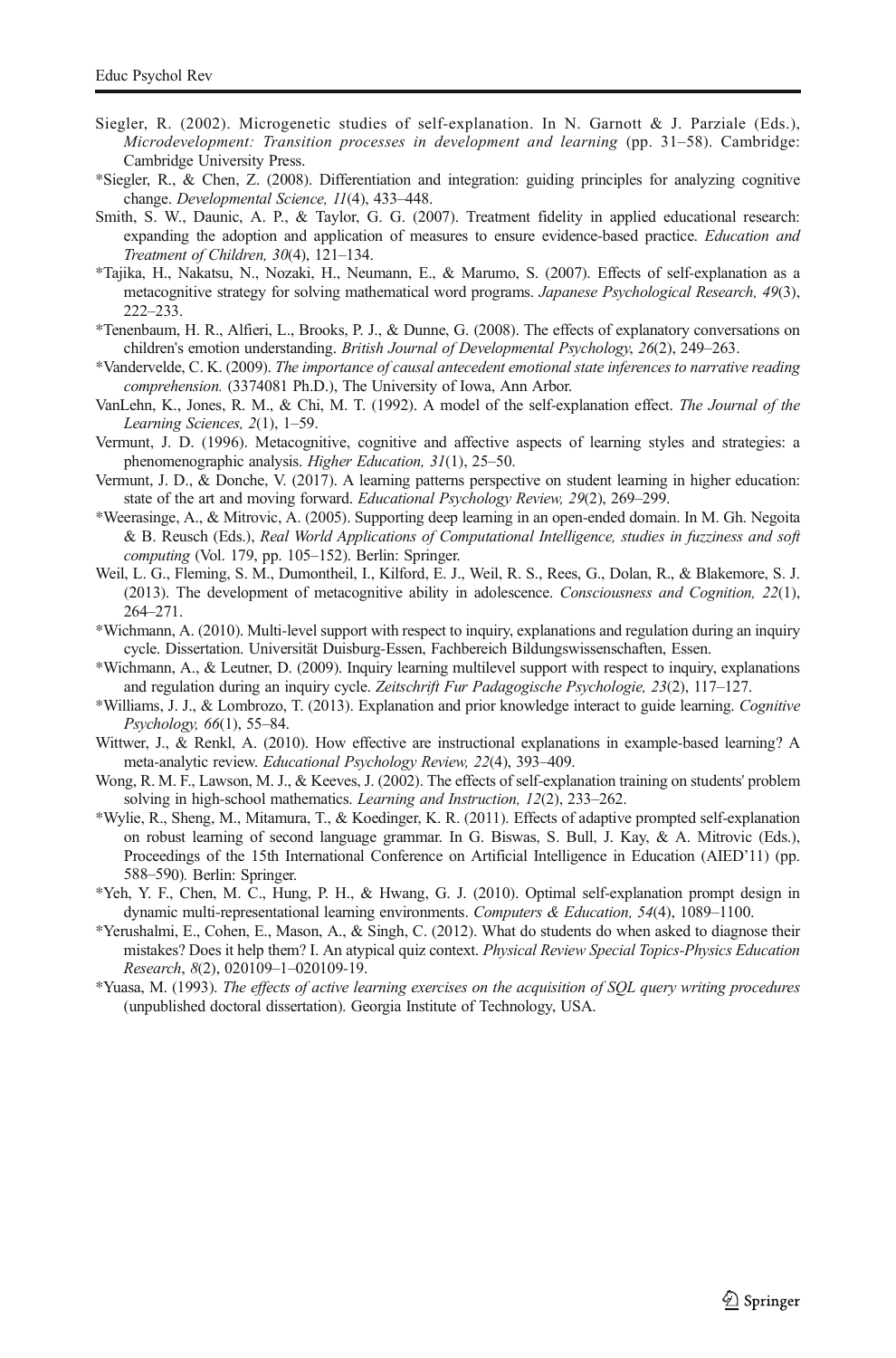Siegler, R. (2002). Microgenetic studies of self-explanation. In N. Garnott & J. Parziale (Eds.), *Microdevelopment: Transition processes in development and learning* (pp. 31–58). Cambridge: Cambridge University Press.

*Siegler, R., & Chen, Z. (2008). Differentiation and integration: guiding principles for analyzing cognitive change. *Developmental Science, 11*(4), 433–448.

Smith, S. W., Daunic, A. P., & Taylor, G. G. (2007). Treatment fidelity in applied educational research: expanding the adoption and application of measures to ensure evidence-based practice. *Education and Treatment of Children, 30*(4), 121–134.

*Tajika, H., Nakatsu, N., Nozaki, H., Neumann, E., & Marumo, S. (2007). Effects of self-explanation as a metacognitive strategy for solving mathematical word programs. *Japanese Psychological Research, 49*(3), 222–233.

*Tenenbaum, H. R., Alfieri, L., Brooks, P. J., & Dunne, G. (2008). The effects of explanatory conversations on children's emotion understanding. *British Journal of Developmental Psychology*, *26*(2), 249–263.

*Vandervelde, C. K. (2009). *The importance of causal antecedent emotional state inferences to narrative reading comprehension.* (3374081 Ph.D.), The University of Iowa, Ann Arbor.

VanLehn, K., Jones, R. M., & Chi, M. T. (1992). A model of the self-explanation effect. *The Journal of the Learning Sciences, 2*(1), 1–59.

Vermunt, J. D. (1996). Metacognitive, cognitive and affective aspects of learning styles and strategies: a phenomenographic analysis. *Higher Education, 31*(1), 25–50.

Vermunt, J. D., & Donche, V. (2017). A learning patterns perspective on student learning in higher education: state of the art and moving forward. *Educational Psychology Review, 29*(2), 269–299.

*Weerasinge, A., & Mitrovic, A. (2005). Supporting deep learning in an open-ended domain. In M. Gh. Negoita & B. Reusch (Eds.), *Real World Applications of Computational Intelligence, studies in fuzziness and soft computing* (Vol. 179, pp. 105–152). Berlin: Springer.

Weil, L. G., Fleming, S. M., Dumontheil, I., Kilford, E. J., Weil, R. S., Rees, G., Dolan, R., & Blakemore, S. J. (2013). The development of metacognitive ability in adolescence. *Consciousness and Cognition, 22*(1), 264–271.

*Wichmann, A. (2010). Multi-level support with respect to inquiry, explanations and regulation during an inquiry cycle. Dissertation. Universität Duisburg-Essen, Fachbereich Bildungswissenschaften, Essen.

*Wichmann, A., & Leutner, D. (2009). Inquiry learning multilevel support with respect to inquiry, explanations and regulation during an inquiry cycle. *Zeitschrift Fur Padagogische Psychologie, 23*(2), 117–127.

*Williams, J. J., & Lombrozo, T. (2013). Explanation and prior knowledge interact to guide learning. *Cognitive Psychology, 66*(1), 55–84.

Wittwer, J., & Renkl, A. (2010). How effective are instructional explanations in example-based learning? A meta-analytic review. *Educational Psychology Review, 22*(4), 393–409.

Wong, R. M. F., Lawson, M. J., & Keeves, J. (2002). The effects of self-explanation training on students' problem solving in high-school mathematics. *Learning and Instruction, 12*(2), 233–262.

*Wylie, R., Sheng, M., Mitamura, T., & Koedinger, K. R. (2011). Effects of adaptive prompted self-explanation on robust learning of second language grammar. In G. Biswas, S. Bull, J. Kay, & A. Mitrovic (Eds.), Proceedings of the 15th International Conference on Artificial Intelligence in Education (AIED'11) (pp. 588–590). Berlin: Springer.

*Yeh, Y. F., Chen, M. C., Hung, P. H., & Hwang, G. J. (2010). Optimal self-explanation prompt design in dynamic multi-representational learning environments. *Computers & Education, 54*(4), 1089–1100.

*Yerushalmi, E., Cohen, E., Mason, A., & Singh, C. (2012). What do students do when asked to diagnose their mistakes? Does it help them? I. An atypical quiz context. *Physical Review Special Topics-Physics Education Research*, *8*(2), 020109–1–020109-19.

*Yuasa, M. (1993). *The effects of active learning exercises on the acquisition of SQL query writing procedures* (unpublished doctoral dissertation). Georgia Institute of Technology, USA.